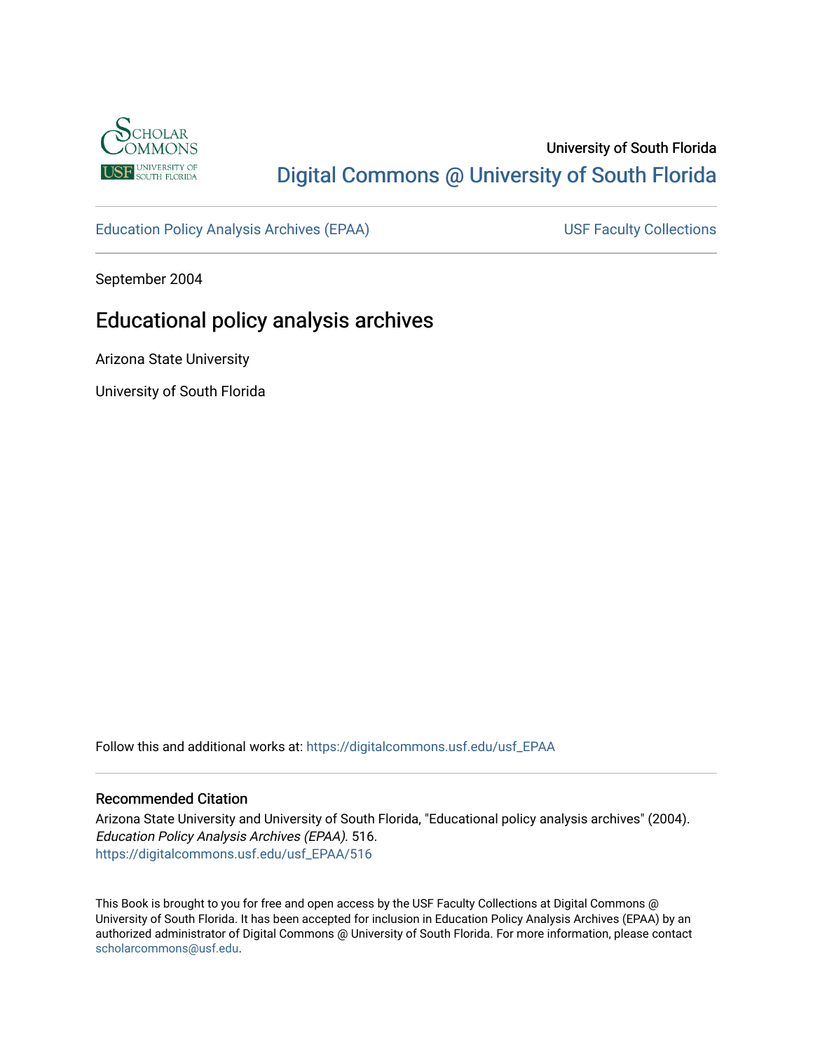University of South Florida

Digital Commons @ University of South Florida

Education Policy Analysis Archives (EPAA)

USF Faculty Collections

September 2004

# Educational policy analysis archives

Arizona State University

University of South Florida

Follow this and additional works at: https://digitalcommons.usf.edu/usf_EPAA

## Recommended Citation

Arizona State University and University of South Florida, "Educational policy analysis archives" (2004). *Education Policy Analysis Archives (EPAA)*. 516.
https://digitalcommons.usf.edu/usf_EPAA/516

This Book is brought to you for free and open access by the USF Faculty Collections at Digital Commons @ University of South Florida. It has been accepted for inclusion in Education Policy Analysis Archives (EPAA) by an authorized administrator of Digital Commons @ University of South Florida. For more information, please contact scholarcommons@usf.edu.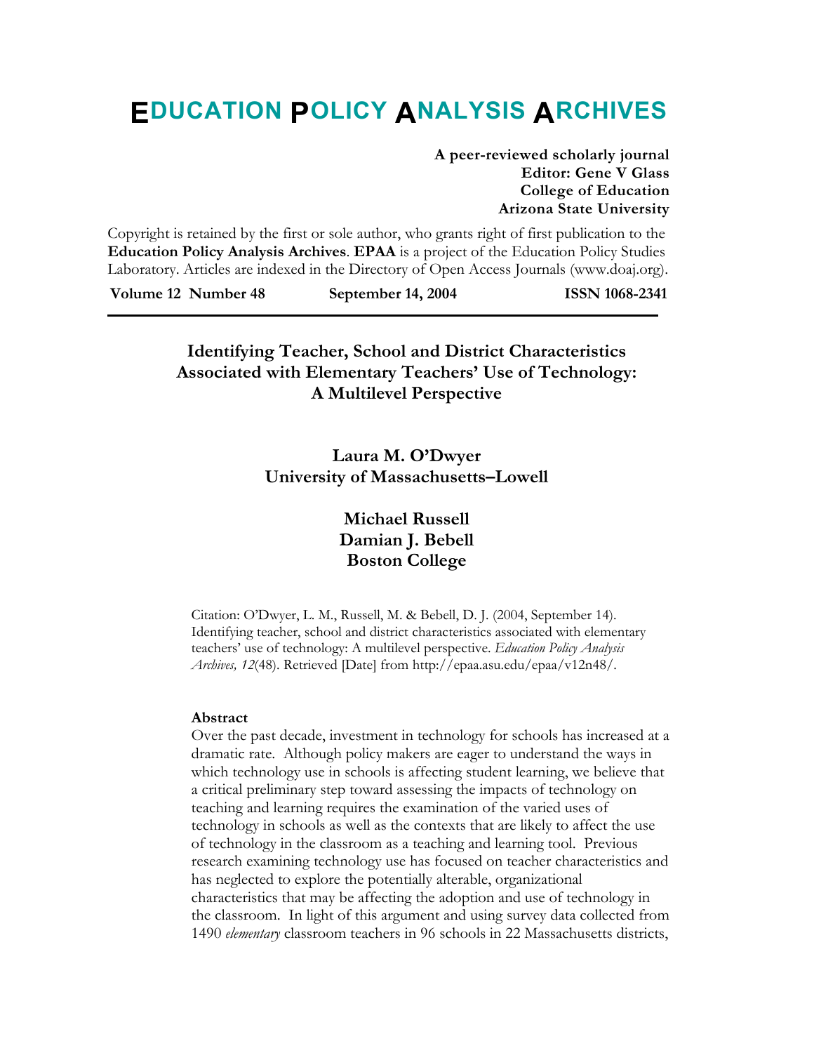# EDUCATION POLICY ANALYSIS ARCHIVES

**A peer-reviewed scholarly journal**
**Editor: Gene V Glass**
**College of Education**
**Arizona State University**

Copyright is retained by the first or sole author, who grants right of first publication to the **Education Policy Analysis Archives**. **EPAA** is a project of the Education Policy Studies Laboratory. Articles are indexed in the Directory of Open Access Journals (www.doaj.org).

**Volume 12 Number 48** **September 14, 2004** **ISSN 1068-2341**

---

## Identifying Teacher, School and District Characteristics Associated with Elementary Teachers' Use of Technology: A Multilevel Perspective

**Laura M. O'Dwyer**
**University of Massachusetts–Lowell**

**Michael Russell**
**Damian J. Bebell**
**Boston College**

Citation: O'Dwyer, L. M., Russell, M. & Bebell, D. J. (2004, September 14). Identifying teacher, school and district characteristics associated with elementary teachers' use of technology: A multilevel perspective. *Education Policy Analysis Archives, 12*(48). Retrieved [Date] from http://epaa.asu.edu/epaa/v12n48/.

**Abstract**

Over the past decade, investment in technology for schools has increased at a dramatic rate. Although policy makers are eager to understand the ways in which technology use in schools is affecting student learning, we believe that a critical preliminary step toward assessing the impacts of technology on teaching and learning requires the examination of the varied uses of technology in schools as well as the contexts that are likely to affect the use of technology in the classroom as a teaching and learning tool. Previous research examining technology use has focused on teacher characteristics and has neglected to explore the potentially alterable, organizational characteristics that may be affecting the adoption and use of technology in the classroom. In light of this argument and using survey data collected from 1490 *elementary* classroom teachers in 96 schools in 22 Massachusetts districts,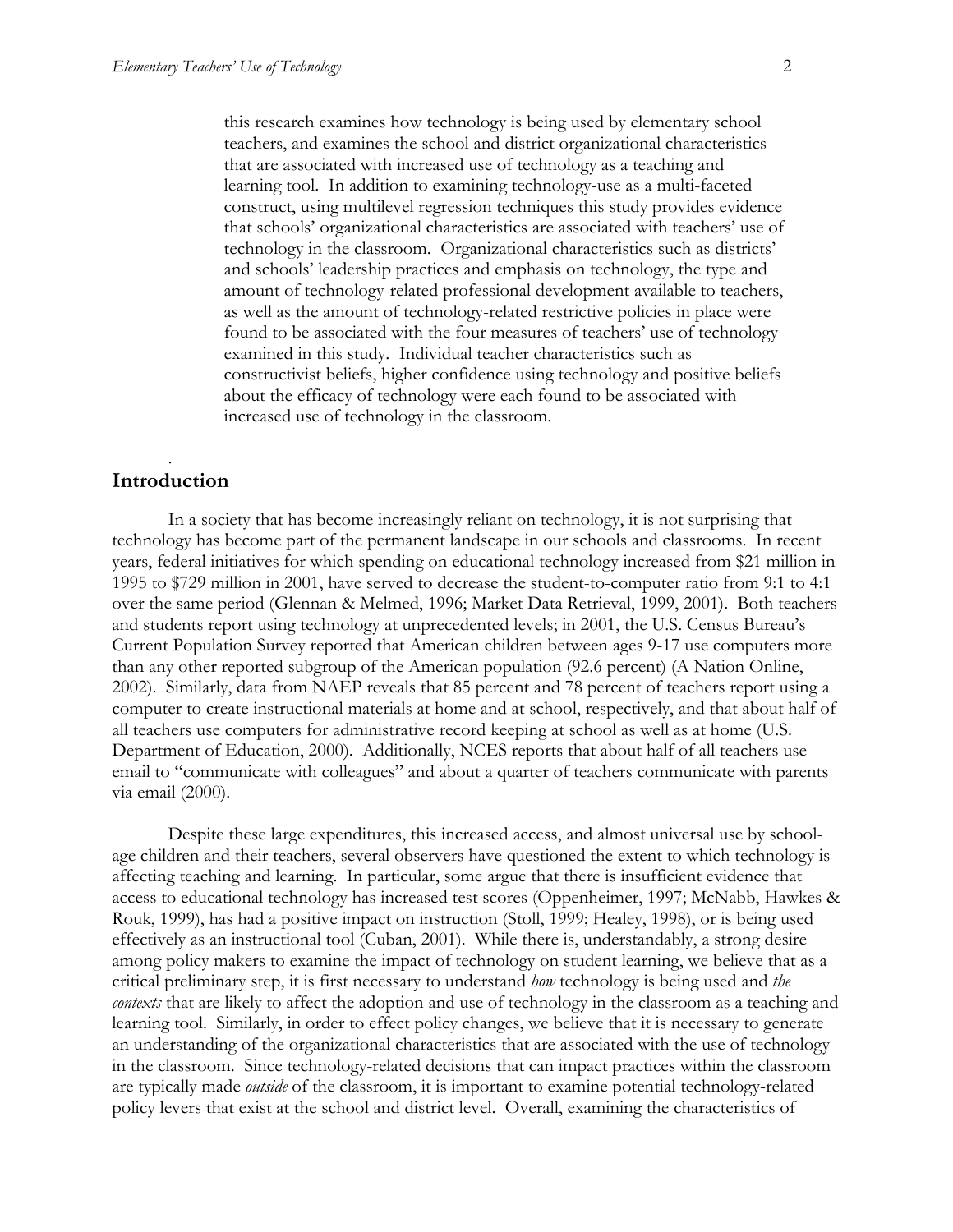this research examines how technology is being used by elementary school teachers, and examines the school and district organizational characteristics that are associated with increased use of technology as a teaching and learning tool. In addition to examining technology-use as a multi-faceted construct, using multilevel regression techniques this study provides evidence that schools' organizational characteristics are associated with teachers' use of technology in the classroom. Organizational characteristics such as districts' and schools' leadership practices and emphasis on technology, the type and amount of technology-related professional development available to teachers, as well as the amount of technology-related restrictive policies in place were found to be associated with the four measures of teachers' use of technology examined in this study. Individual teacher characteristics such as constructivist beliefs, higher confidence using technology and positive beliefs about the efficacy of technology were each found to be associated with increased use of technology in the classroom.

## Introduction

In a society that has become increasingly reliant on technology, it is not surprising that technology has become part of the permanent landscape in our schools and classrooms. In recent years, federal initiatives for which spending on educational technology increased from $21 million in 1995 to $729 million in 2001, have served to decrease the student-to-computer ratio from 9:1 to 4:1 over the same period (Glennan & Melmed, 1996; Market Data Retrieval, 1999, 2001). Both teachers and students report using technology at unprecedented levels; in 2001, the U.S. Census Bureau's Current Population Survey reported that American children between ages 9-17 use computers more than any other reported subgroup of the American population (92.6 percent) (A Nation Online, 2002). Similarly, data from NAEP reveals that 85 percent and 78 percent of teachers report using a computer to create instructional materials at home and at school, respectively, and that about half of all teachers use computers for administrative record keeping at school as well as at home (U.S. Department of Education, 2000). Additionally, NCES reports that about half of all teachers use email to "communicate with colleagues" and about a quarter of teachers communicate with parents via email (2000).

Despite these large expenditures, this increased access, and almost universal use by school-age children and their teachers, several observers have questioned the extent to which technology is affecting teaching and learning. In particular, some argue that there is insufficient evidence that access to educational technology has increased test scores (Oppenheimer, 1997; McNabb, Hawkes & Rouk, 1999), has had a positive impact on instruction (Stoll, 1999; Healey, 1998), or is being used effectively as an instructional tool (Cuban, 2001). While there is, understandably, a strong desire among policy makers to examine the impact of technology on student learning, we believe that as a critical preliminary step, it is first necessary to understand *how* technology is being used and *the contexts* that are likely to affect the adoption and use of technology in the classroom as a teaching and learning tool. Similarly, in order to effect policy changes, we believe that it is necessary to generate an understanding of the organizational characteristics that are associated with the use of technology in the classroom. Since technology-related decisions that can impact practices within the classroom are typically made *outside* of the classroom, it is important to examine potential technology-related policy levers that exist at the school and district level. Overall, examining the characteristics of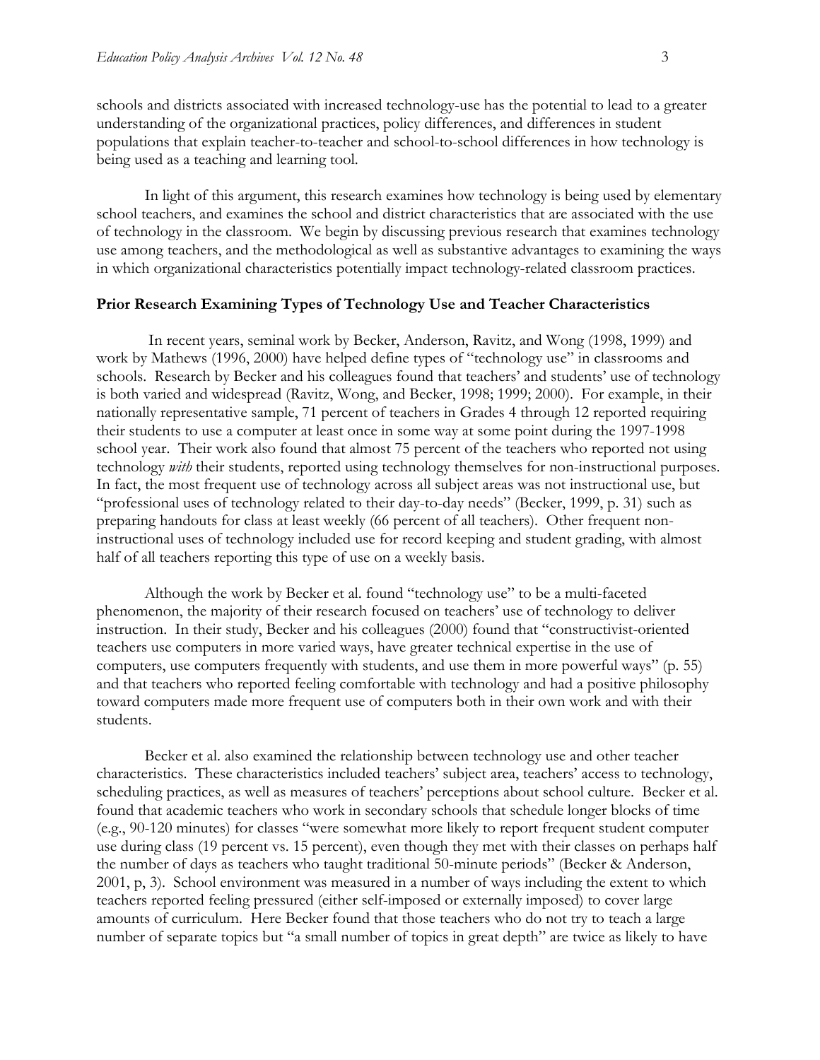schools and districts associated with increased technology-use has the potential to lead to a greater understanding of the organizational practices, policy differences, and differences in student populations that explain teacher-to-teacher and school-to-school differences in how technology is being used as a teaching and learning tool.

In light of this argument, this research examines how technology is being used by elementary school teachers, and examines the school and district characteristics that are associated with the use of technology in the classroom. We begin by discussing previous research that examines technology use among teachers, and the methodological as well as substantive advantages to examining the ways in which organizational characteristics potentially impact technology-related classroom practices.

## Prior Research Examining Types of Technology Use and Teacher Characteristics

In recent years, seminal work by Becker, Anderson, Ravitz, and Wong (1998, 1999) and work by Mathews (1996, 2000) have helped define types of "technology use" in classrooms and schools. Research by Becker and his colleagues found that teachers' and students' use of technology is both varied and widespread (Ravitz, Wong, and Becker, 1998; 1999; 2000). For example, in their nationally representative sample, 71 percent of teachers in Grades 4 through 12 reported requiring their students to use a computer at least once in some way at some point during the 1997-1998 school year. Their work also found that almost 75 percent of the teachers who reported not using technology *with* their students, reported using technology themselves for non-instructional purposes. In fact, the most frequent use of technology across all subject areas was not instructional use, but "professional uses of technology related to their day-to-day needs" (Becker, 1999, p. 31) such as preparing handouts for class at least weekly (66 percent of all teachers). Other frequent non-instructional uses of technology included use for record keeping and student grading, with almost half of all teachers reporting this type of use on a weekly basis.

Although the work by Becker et al. found "technology use" to be a multi-faceted phenomenon, the majority of their research focused on teachers' use of technology to deliver instruction. In their study, Becker and his colleagues (2000) found that "constructivist-oriented teachers use computers in more varied ways, have greater technical expertise in the use of computers, use computers frequently with students, and use them in more powerful ways" (p. 55) and that teachers who reported feeling comfortable with technology and had a positive philosophy toward computers made more frequent use of computers both in their own work and with their students.

Becker et al. also examined the relationship between technology use and other teacher characteristics. These characteristics included teachers' subject area, teachers' access to technology, scheduling practices, as well as measures of teachers' perceptions about school culture. Becker et al. found that academic teachers who work in secondary schools that schedule longer blocks of time (e.g., 90-120 minutes) for classes "were somewhat more likely to report frequent student computer use during class (19 percent vs. 15 percent), even though they met with their classes on perhaps half the number of days as teachers who taught traditional 50-minute periods" (Becker & Anderson, 2001, p, 3). School environment was measured in a number of ways including the extent to which teachers reported feeling pressured (either self-imposed or externally imposed) to cover large amounts of curriculum. Here Becker found that those teachers who do not try to teach a large number of separate topics but "a small number of topics in great depth" are twice as likely to have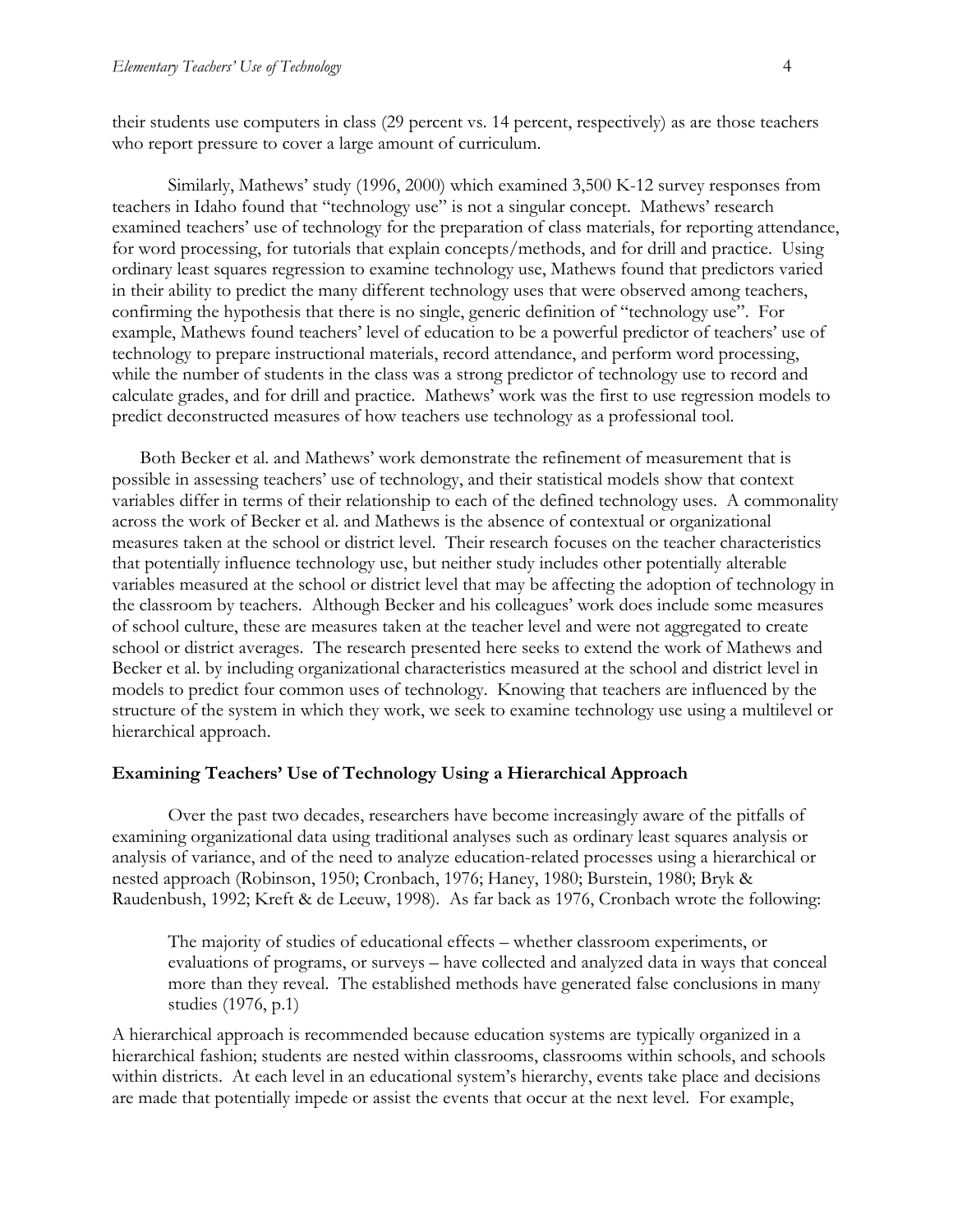their students use computers in class (29 percent vs. 14 percent, respectively) as are those teachers who report pressure to cover a large amount of curriculum.

Similarly, Mathews' study (1996, 2000) which examined 3,500 K-12 survey responses from teachers in Idaho found that "technology use" is not a singular concept. Mathews' research examined teachers' use of technology for the preparation of class materials, for reporting attendance, for word processing, for tutorials that explain concepts/methods, and for drill and practice. Using ordinary least squares regression to examine technology use, Mathews found that predictors varied in their ability to predict the many different technology uses that were observed among teachers, confirming the hypothesis that there is no single, generic definition of "technology use". For example, Mathews found teachers' level of education to be a powerful predictor of teachers' use of technology to prepare instructional materials, record attendance, and perform word processing, while the number of students in the class was a strong predictor of technology use to record and calculate grades, and for drill and practice. Mathews' work was the first to use regression models to predict deconstructed measures of how teachers use technology as a professional tool.

Both Becker et al. and Mathews' work demonstrate the refinement of measurement that is possible in assessing teachers' use of technology, and their statistical models show that context variables differ in terms of their relationship to each of the defined technology uses. A commonality across the work of Becker et al. and Mathews is the absence of contextual or organizational measures taken at the school or district level. Their research focuses on the teacher characteristics that potentially influence technology use, but neither study includes other potentially alterable variables measured at the school or district level that may be affecting the adoption of technology in the classroom by teachers. Although Becker and his colleagues' work does include some measures of school culture, these are measures taken at the teacher level and were not aggregated to create school or district averages. The research presented here seeks to extend the work of Mathews and Becker et al. by including organizational characteristics measured at the school and district level in models to predict four common uses of technology. Knowing that teachers are influenced by the structure of the system in which they work, we seek to examine technology use using a multilevel or hierarchical approach.

## Examining Teachers' Use of Technology Using a Hierarchical Approach

Over the past two decades, researchers have become increasingly aware of the pitfalls of examining organizational data using traditional analyses such as ordinary least squares analysis or analysis of variance, and of the need to analyze education-related processes using a hierarchical or nested approach (Robinson, 1950; Cronbach, 1976; Haney, 1980; Burstein, 1980; Bryk & Raudenbush, 1992; Kreft & de Leeuw, 1998). As far back as 1976, Cronbach wrote the following:

> The majority of studies of educational effects – whether classroom experiments, or evaluations of programs, or surveys – have collected and analyzed data in ways that conceal more than they reveal. The established methods have generated false conclusions in many studies (1976, p.1)

A hierarchical approach is recommended because education systems are typically organized in a hierarchical fashion; students are nested within classrooms, classrooms within schools, and schools within districts. At each level in an educational system's hierarchy, events take place and decisions are made that potentially impede or assist the events that occur at the next level. For example,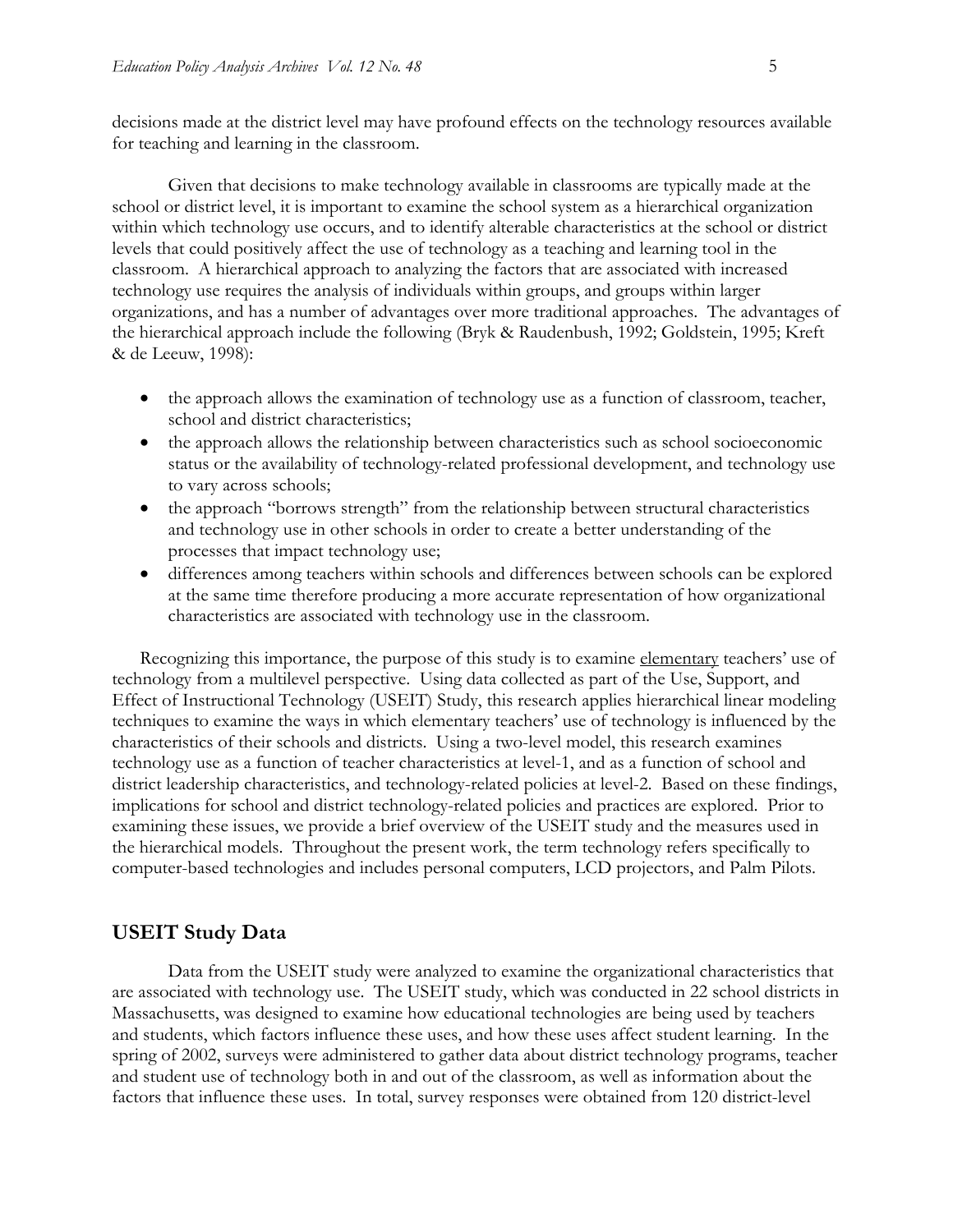decisions made at the district level may have profound effects on the technology resources available for teaching and learning in the classroom.

Given that decisions to make technology available in classrooms are typically made at the school or district level, it is important to examine the school system as a hierarchical organization within which technology use occurs, and to identify alterable characteristics at the school or district levels that could positively affect the use of technology as a teaching and learning tool in the classroom. A hierarchical approach to analyzing the factors that are associated with increased technology use requires the analysis of individuals within groups, and groups within larger organizations, and has a number of advantages over more traditional approaches. The advantages of the hierarchical approach include the following (Bryk & Raudenbush, 1992; Goldstein, 1995; Kreft & de Leeuw, 1998):

- the approach allows the examination of technology use as a function of classroom, teacher, school and district characteristics;
- the approach allows the relationship between characteristics such as school socioeconomic status or the availability of technology-related professional development, and technology use to vary across schools;
- the approach "borrows strength" from the relationship between structural characteristics and technology use in other schools in order to create a better understanding of the processes that impact technology use;
- differences among teachers within schools and differences between schools can be explored at the same time therefore producing a more accurate representation of how organizational characteristics are associated with technology use in the classroom.

Recognizing this importance, the purpose of this study is to examine elementary teachers' use of technology from a multilevel perspective. Using data collected as part of the Use, Support, and Effect of Instructional Technology (USEIT) Study, this research applies hierarchical linear modeling techniques to examine the ways in which elementary teachers' use of technology is influenced by the characteristics of their schools and districts. Using a two-level model, this research examines technology use as a function of teacher characteristics at level-1, and as a function of school and district leadership characteristics, and technology-related policies at level-2. Based on these findings, implications for school and district technology-related policies and practices are explored. Prior to examining these issues, we provide a brief overview of the USEIT study and the measures used in the hierarchical models. Throughout the present work, the term technology refers specifically to computer-based technologies and includes personal computers, LCD projectors, and Palm Pilots.

## USEIT Study Data

Data from the USEIT study were analyzed to examine the organizational characteristics that are associated with technology use. The USEIT study, which was conducted in 22 school districts in Massachusetts, was designed to examine how educational technologies are being used by teachers and students, which factors influence these uses, and how these uses affect student learning. In the spring of 2002, surveys were administered to gather data about district technology programs, teacher and student use of technology both in and out of the classroom, as well as information about the factors that influence these uses. In total, survey responses were obtained from 120 district-level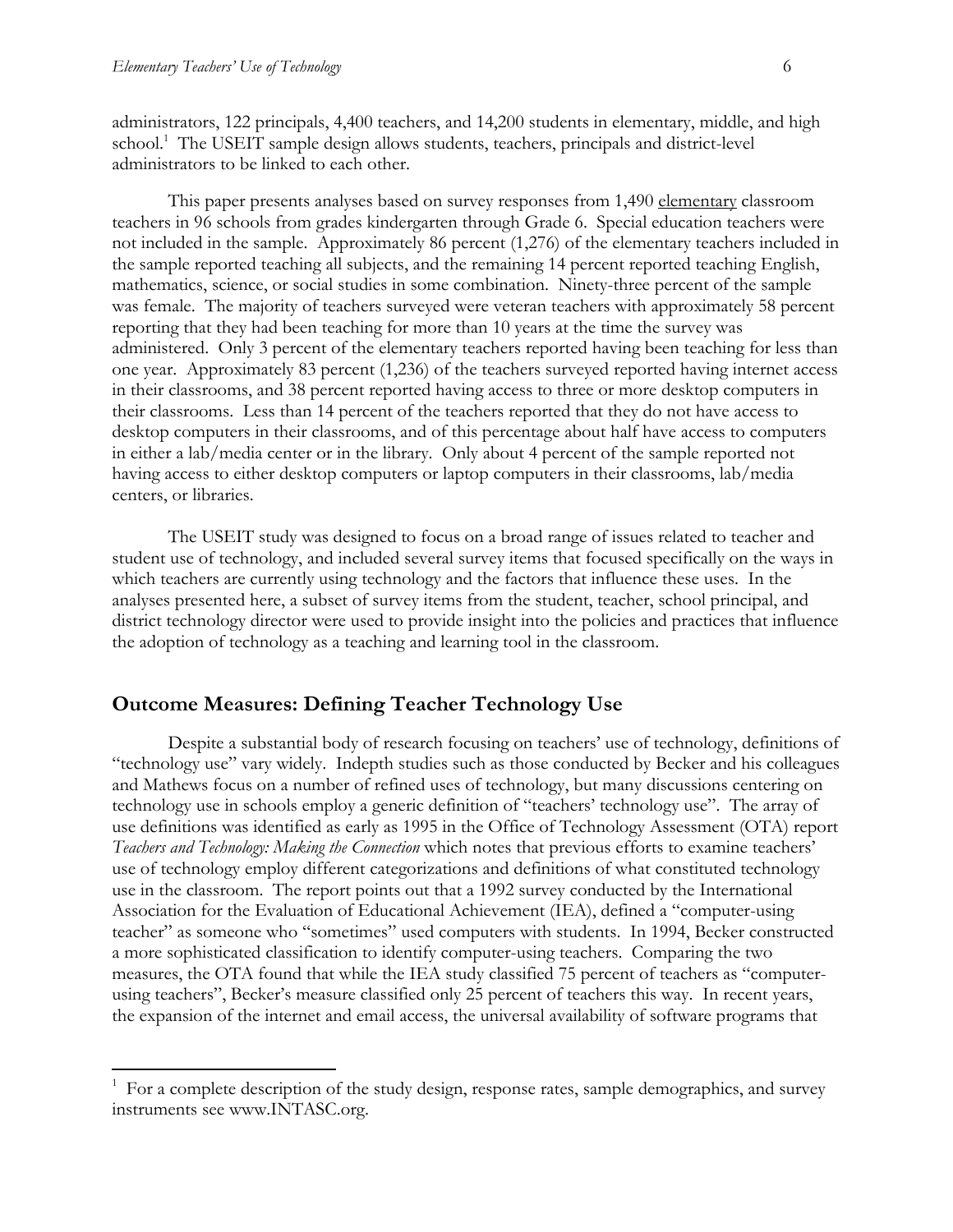administrators, 122 principals, 4,400 teachers, and 14,200 students in elementary, middle, and high school.[1] The USEIT sample design allows students, teachers, principals and district-level administrators to be linked to each other.

This paper presents analyses based on survey responses from 1,490 <u>elementary</u> classroom teachers in 96 schools from grades kindergarten through Grade 6. Special education teachers were not included in the sample. Approximately 86 percent (1,276) of the elementary teachers included in the sample reported teaching all subjects, and the remaining 14 percent reported teaching English, mathematics, science, or social studies in some combination. Ninety-three percent of the sample was female. The majority of teachers surveyed were veteran teachers with approximately 58 percent reporting that they had been teaching for more than 10 years at the time the survey was administered. Only 3 percent of the elementary teachers reported having been teaching for less than one year. Approximately 83 percent (1,236) of the teachers surveyed reported having internet access in their classrooms, and 38 percent reported having access to three or more desktop computers in their classrooms. Less than 14 percent of the teachers reported that they do not have access to desktop computers in their classrooms, and of this percentage about half have access to computers in either a lab/media center or in the library. Only about 4 percent of the sample reported not having access to either desktop computers or laptop computers in their classrooms, lab/media centers, or libraries.

The USEIT study was designed to focus on a broad range of issues related to teacher and student use of technology, and included several survey items that focused specifically on the ways in which teachers are currently using technology and the factors that influence these uses. In the analyses presented here, a subset of survey items from the student, teacher, school principal, and district technology director were used to provide insight into the policies and practices that influence the adoption of technology as a teaching and learning tool in the classroom.

## Outcome Measures: Defining Teacher Technology Use

Despite a substantial body of research focusing on teachers' use of technology, definitions of "technology use" vary widely. Indepth studies such as those conducted by Becker and his colleagues and Mathews focus on a number of refined uses of technology, but many discussions centering on technology use in schools employ a generic definition of "teachers' technology use". The array of use definitions was identified as early as 1995 in the Office of Technology Assessment (OTA) report *Teachers and Technology: Making the Connection* which notes that previous efforts to examine teachers' use of technology employ different categorizations and definitions of what constituted technology use in the classroom. The report points out that a 1992 survey conducted by the International Association for the Evaluation of Educational Achievement (IEA), defined a "computer-using teacher" as someone who "sometimes" used computers with students. In 1994, Becker constructed a more sophisticated classification to identify computer-using teachers. Comparing the two measures, the OTA found that while the IEA study classified 75 percent of teachers as "computer-using teachers", Becker's measure classified only 25 percent of teachers this way. In recent years, the expansion of the internet and email access, the universal availability of software programs that

---

[1] For a complete description of the study design, response rates, sample demographics, and survey instruments see www.INTASC.org.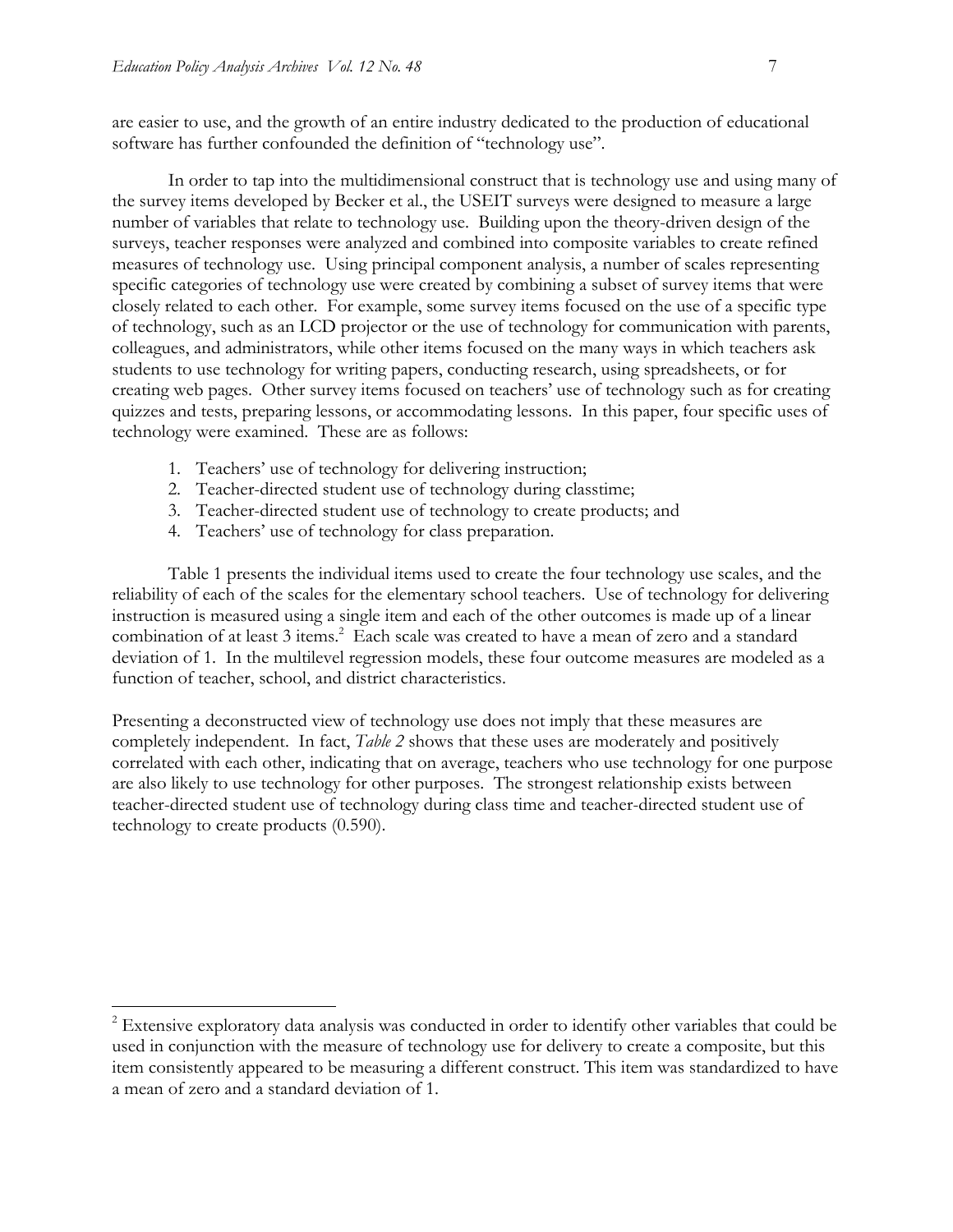are easier to use, and the growth of an entire industry dedicated to the production of educational software has further confounded the definition of "technology use".

In order to tap into the multidimensional construct that is technology use and using many of the survey items developed by Becker et al., the USEIT surveys were designed to measure a large number of variables that relate to technology use. Building upon the theory-driven design of the surveys, teacher responses were analyzed and combined into composite variables to create refined measures of technology use. Using principal component analysis, a number of scales representing specific categories of technology use were created by combining a subset of survey items that were closely related to each other. For example, some survey items focused on the use of a specific type of technology, such as an LCD projector or the use of technology for communication with parents, colleagues, and administrators, while other items focused on the many ways in which teachers ask students to use technology for writing papers, conducting research, using spreadsheets, or for creating web pages. Other survey items focused on teachers' use of technology such as for creating quizzes and tests, preparing lessons, or accommodating lessons. In this paper, four specific uses of technology were examined. These are as follows:

1. Teachers' use of technology for delivering instruction;
2. Teacher-directed student use of technology during classtime;
3. Teacher-directed student use of technology to create products; and
4. Teachers' use of technology for class preparation.

Table 1 presents the individual items used to create the four technology use scales, and the reliability of each of the scales for the elementary school teachers. Use of technology for delivering instruction is measured using a single item and each of the other outcomes is made up of a linear combination of at least 3 items.[2] Each scale was created to have a mean of zero and a standard deviation of 1. In the multilevel regression models, these four outcome measures are modeled as a function of teacher, school, and district characteristics.

Presenting a deconstructed view of technology use does not imply that these measures are completely independent. In fact, *Table 2* shows that these uses are moderately and positively correlated with each other, indicating that on average, teachers who use technology for one purpose are also likely to use technology for other purposes. The strongest relationship exists between teacher-directed student use of technology during class time and teacher-directed student use of technology to create products (0.590).

[2] Extensive exploratory data analysis was conducted in order to identify other variables that could be used in conjunction with the measure of technology use for delivery to create a composite, but this item consistently appeared to be measuring a different construct. This item was standardized to have a mean of zero and a standard deviation of 1.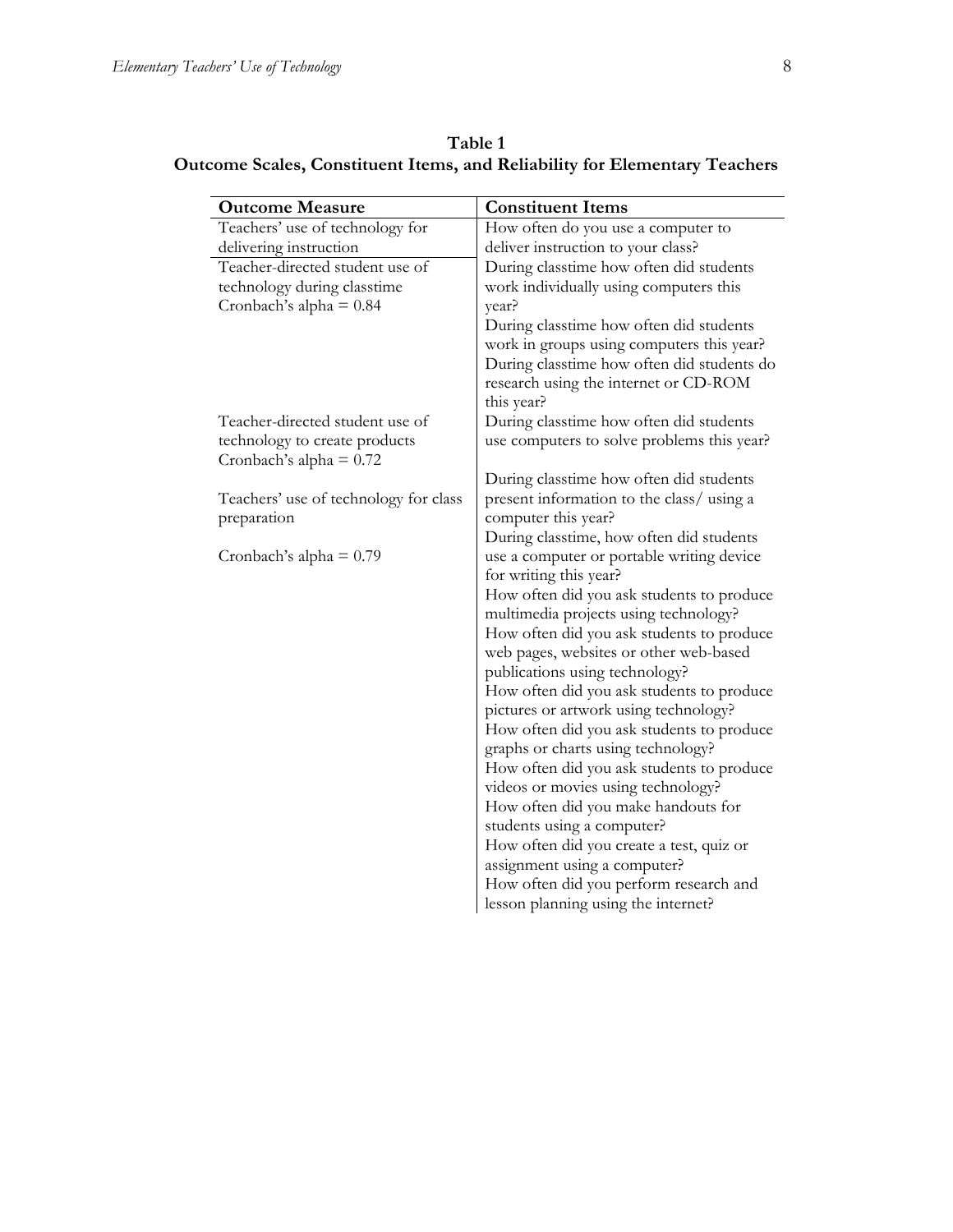**Table 1**
**Outcome Scales, Constituent Items, and Reliability for Elementary Teachers**

| Outcome Measure | Constituent Items |
|---|---|
| Teachers' use of technology for delivering instruction | How often do you use a computer to deliver instruction to your class? |
| Teacher-directed student use of technology during classtime<br>Cronbach's alpha = 0.84 | During classtime how often did students work individually using computers this year? |
| | During classtime how often did students work in groups using computers this year? |
| | During classtime how often did students do research using the internet or CD-ROM this year? |
| Teacher-directed student use of technology to create products<br>Cronbach's alpha = 0.72 | During classtime how often did students use computers to solve problems this year? |
| Teachers' use of technology for class preparation<br><br>Cronbach's alpha = 0.79 | During classtime how often did students present information to the class/ using a computer this year? |
| | During classtime, how often did students use a computer or portable writing device for writing this year? |
| | How often did you ask students to produce multimedia projects using technology? |
| | How often did you ask students to produce web pages, websites or other web-based publications using technology? |
| | How often did you ask students to produce pictures or artwork using technology? |
| | How often did you ask students to produce graphs or charts using technology? |
| | How often did you ask students to produce videos or movies using technology? |
| | How often did you make handouts for students using a computer? |
| | How often did you create a test, quiz or assignment using a computer? |
| | How often did you perform research and lesson planning using the internet? |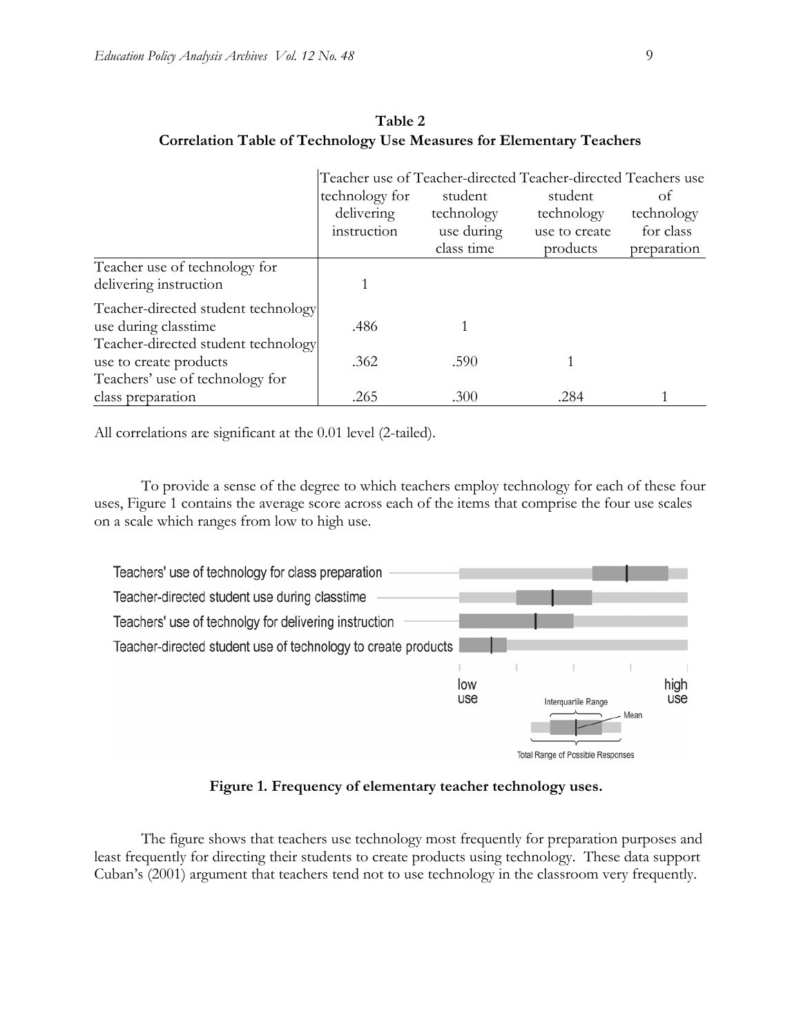**Table 2**
**Correlation Table of Technology Use Measures for Elementary Teachers**

| | Teacher use of technology for delivering instruction | Teacher-directed student technology use during class time | Teacher-directed student technology use to create products | Teachers use of technology for class preparation |
|---|---|---|---|---|
| Teacher use of technology for delivering instruction | 1 | | | |
| Teacher-directed student technology use during classtime | .486 | 1 | | |
| Teacher-directed student technology use to create products | .362 | .590 | 1 | |
| Teachers' use of technology for class preparation | .265 | .300 | .284 | 1 |

All correlations are significant at the 0.01 level (2-tailed).

To provide a sense of the degree to which teachers employ technology for each of these four uses, Figure 1 contains the average score across each of the items that comprise the four use scales on a scale which ranges from low to high use.

Teachers' use of technology for class preparation

Teacher-directed student use during classtime

Teachers' use of technolgy for delivering instruction

Teacher-directed student use of technology to create products

low use — high use

Interquartile Range — Mean — Total Range of Possible Responses

**Figure 1. Frequency of elementary teacher technology uses.**

The figure shows that teachers use technology most frequently for preparation purposes and least frequently for directing their students to create products using technology. These data support Cuban's (2001) argument that teachers tend not to use technology in the classroom very frequently.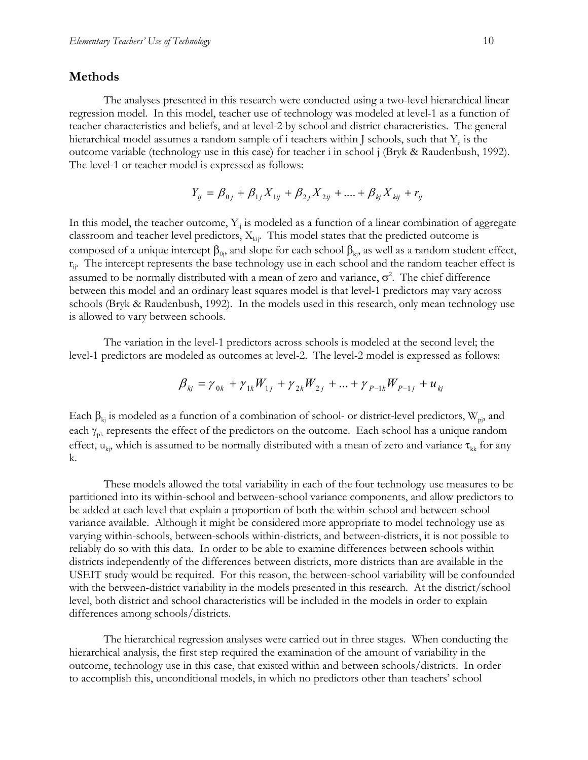## Methods

The analyses presented in this research were conducted using a two-level hierarchical linear regression model. In this model, teacher use of technology was modeled at level-1 as a function of teacher characteristics and beliefs, and at level-2 by school and district characteristics. The general hierarchical model assumes a random sample of i teachers within J schools, such that $Y_{ij}$ is the outcome variable (technology use in this case) for teacher i in school j (Bryk & Raudenbush, 1992). The level-1 or teacher model is expressed as follows:

$$Y_{ij} = \beta_{0j} + \beta_{1j} X_{1ij} + \beta_{2j} X_{2ij} + .... + \beta_{kj} X_{kij} + r_{ij}$$

In this model, the teacher outcome, $Y_{ij}$ is modeled as a function of a linear combination of aggregate classroom and teacher level predictors, $X_{kij}$. This model states that the predicted outcome is composed of a unique intercept $\beta_{0j}$, and slope for each school $\beta_{kj}$, as well as a random student effect, $r_{ij}$. The intercept represents the base technology use in each school and the random teacher effect is assumed to be normally distributed with a mean of zero and variance, $\sigma^2$. The chief difference between this model and an ordinary least squares model is that level-1 predictors may vary across schools (Bryk & Raudenbush, 1992). In the models used in this research, only mean technology use is allowed to vary between schools.

The variation in the level-1 predictors across schools is modeled at the second level; the level-1 predictors are modeled as outcomes at level-2. The level-2 model is expressed as follows:

$$\beta_{kj} = \gamma_{0k} + \gamma_{1k} W_{1j} + \gamma_{2k} W_{2j} + ... + \gamma_{P-1k} W_{P-1j} + u_{kj}$$

Each $\beta_{kj}$ is modeled as a function of a combination of school- or district-level predictors, $W_{pj}$, and each $\gamma_{pk}$ represents the effect of the predictors on the outcome. Each school has a unique random effect, $u_{kj}$, which is assumed to be normally distributed with a mean of zero and variance $\tau_{kk}$ for any k.

These models allowed the total variability in each of the four technology use measures to be partitioned into its within-school and between-school variance components, and allow predictors to be added at each level that explain a proportion of both the within-school and between-school variance available. Although it might be considered more appropriate to model technology use as varying within-schools, between-schools within-districts, and between-districts, it is not possible to reliably do so with this data. In order to be able to examine differences between schools within districts independently of the differences between districts, more districts than are available in the USEIT study would be required. For this reason, the between-school variability will be confounded with the between-district variability in the models presented in this research. At the district/school level, both district and school characteristics will be included in the models in order to explain differences among schools/districts.

The hierarchical regression analyses were carried out in three stages. When conducting the hierarchical analysis, the first step required the examination of the amount of variability in the outcome, technology use in this case, that existed within and between schools/districts. In order to accomplish this, unconditional models, in which no predictors other than teachers' school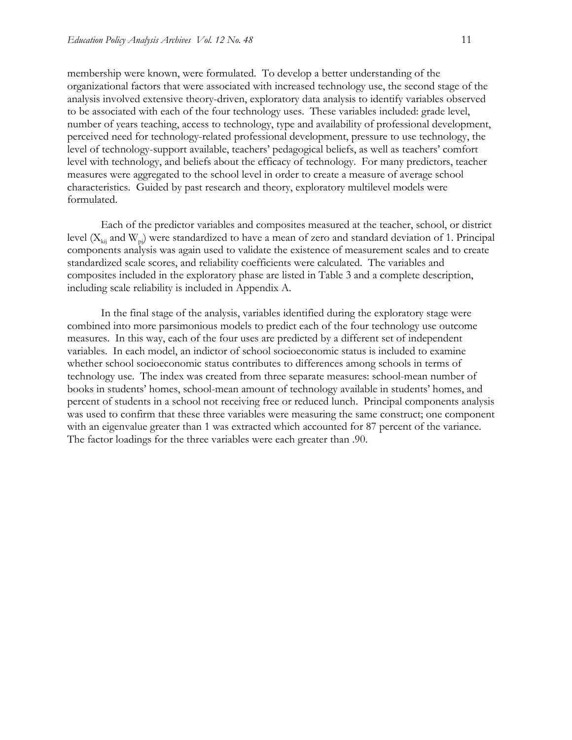membership were known, were formulated. To develop a better understanding of the organizational factors that were associated with increased technology use, the second stage of the analysis involved extensive theory-driven, exploratory data analysis to identify variables observed to be associated with each of the four technology uses. These variables included: grade level, number of years teaching, access to technology, type and availability of professional development, perceived need for technology-related professional development, pressure to use technology, the level of technology-support available, teachers' pedagogical beliefs, as well as teachers' comfort level with technology, and beliefs about the efficacy of technology. For many predictors, teacher measures were aggregated to the school level in order to create a measure of average school characteristics. Guided by past research and theory, exploratory multilevel models were formulated.

Each of the predictor variables and composites measured at the teacher, school, or district level ($X_{kij}$ and $W_{pj}$) were standardized to have a mean of zero and standard deviation of 1. Principal components analysis was again used to validate the existence of measurement scales and to create standardized scale scores, and reliability coefficients were calculated. The variables and composites included in the exploratory phase are listed in Table 3 and a complete description, including scale reliability is included in Appendix A.

In the final stage of the analysis, variables identified during the exploratory stage were combined into more parsimonious models to predict each of the four technology use outcome measures. In this way, each of the four uses are predicted by a different set of independent variables. In each model, an indictor of school socioeconomic status is included to examine whether school socioeconomic status contributes to differences among schools in terms of technology use. The index was created from three separate measures: school-mean number of books in students' homes, school-mean amount of technology available in students' homes, and percent of students in a school not receiving free or reduced lunch. Principal components analysis was used to confirm that these three variables were measuring the same construct; one component with an eigenvalue greater than 1 was extracted which accounted for 87 percent of the variance. The factor loadings for the three variables were each greater than .90.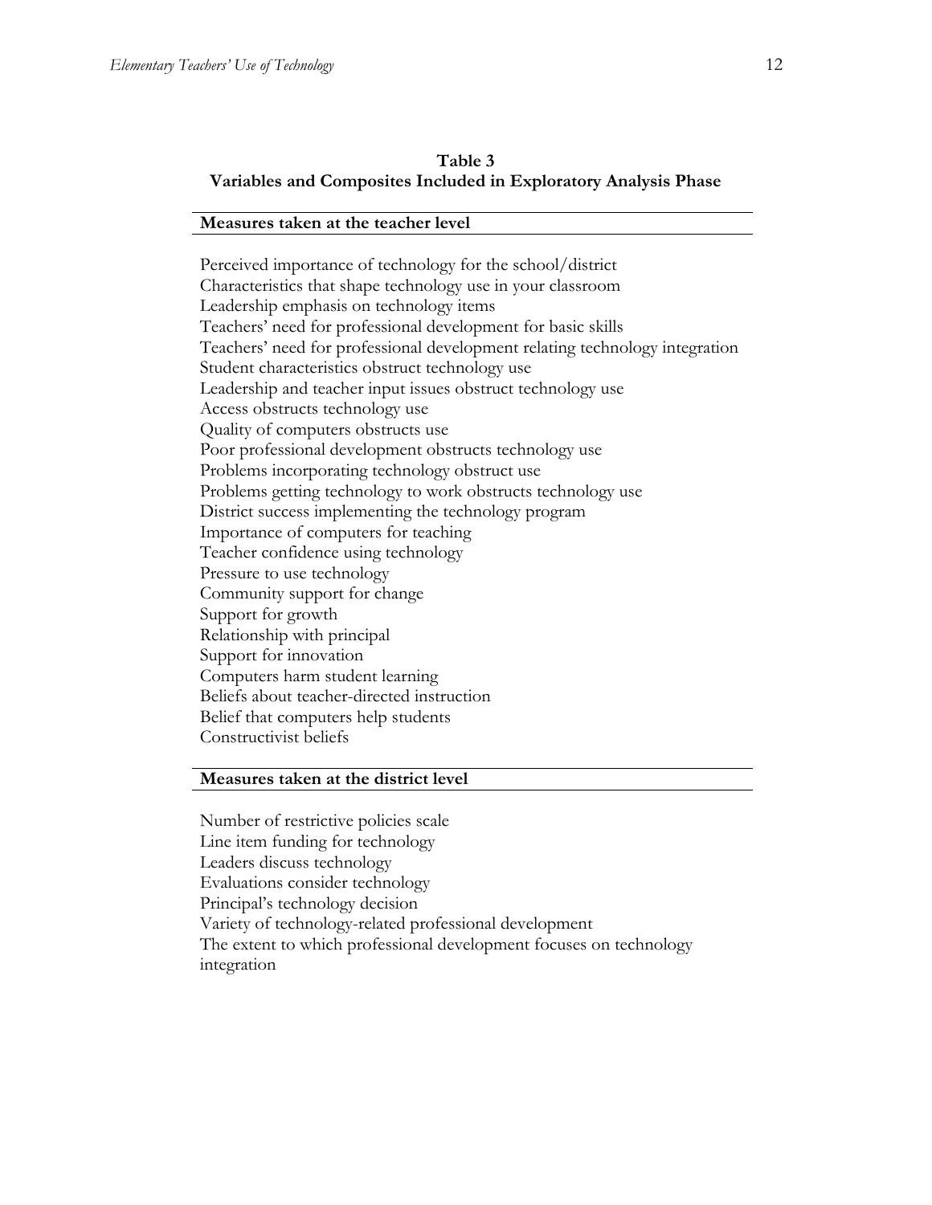**Table 3**
**Variables and Composites Included in Exploratory Analysis Phase**

| **Measures taken at the teacher level** |
|---|
| Perceived importance of technology for the school/district |
| Characteristics that shape technology use in your classroom |
| Leadership emphasis on technology items |
| Teachers' need for professional development for basic skills |
| Teachers' need for professional development relating technology integration |
| Student characteristics obstruct technology use |
| Leadership and teacher input issues obstruct technology use |
| Access obstructs technology use |
| Quality of computers obstructs use |
| Poor professional development obstructs technology use |
| Problems incorporating technology obstruct use |
| Problems getting technology to work obstructs technology use |
| District success implementing the technology program |
| Importance of computers for teaching |
| Teacher confidence using technology |
| Pressure to use technology |
| Community support for change |
| Support for growth |
| Relationship with principal |
| Support for innovation |
| Computers harm student learning |
| Beliefs about teacher-directed instruction |
| Belief that computers help students |
| Constructivist beliefs |
| **Measures taken at the district level** |
| Number of restrictive policies scale |
| Line item funding for technology |
| Leaders discuss technology |
| Evaluations consider technology |
| Principal's technology decision |
| Variety of technology-related professional development |
| The extent to which professional development focuses on technology integration |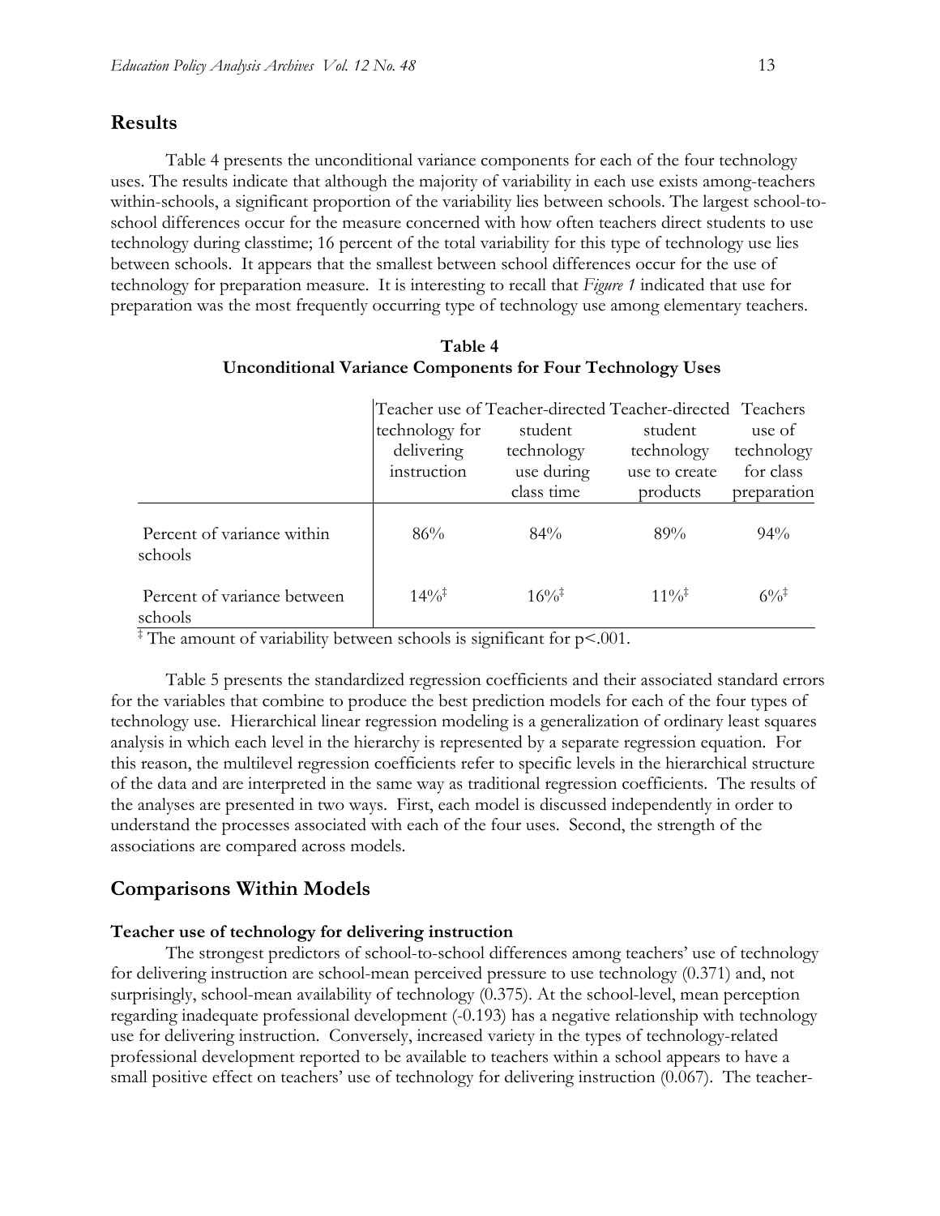## Results

Table 4 presents the unconditional variance components for each of the four technology uses. The results indicate that although the majority of variability in each use exists among-teachers within-schools, a significant proportion of the variability lies between schools. The largest school-to-school differences occur for the measure concerned with how often teachers direct students to use technology during classtime; 16 percent of the total variability for this type of technology use lies between schools. It appears that the smallest between school differences occur for the use of technology for preparation measure. It is interesting to recall that *Figure 1* indicated that use for preparation was the most frequently occurring type of technology use among elementary teachers.

**Table 4**
**Unconditional Variance Components for Four Technology Uses**

| | Teacher use of technology for delivering instruction | Teacher-directed student technology use during class time | Teacher-directed student technology use to create products | Teachers use of technology for class preparation |
|---|---|---|---|---|
| Percent of variance within schools | 86% | 84% | 89% | 94% |
| Percent of variance between schools | 14%‡ | 16%‡ | 11%‡ | 6%‡ |

‡ The amount of variability between schools is significant for $p<.001$.

Table 5 presents the standardized regression coefficients and their associated standard errors for the variables that combine to produce the best prediction models for each of the four types of technology use. Hierarchical linear regression modeling is a generalization of ordinary least squares analysis in which each level in the hierarchy is represented by a separate regression equation. For this reason, the multilevel regression coefficients refer to specific levels in the hierarchical structure of the data and are interpreted in the same way as traditional regression coefficients. The results of the analyses are presented in two ways. First, each model is discussed independently in order to understand the processes associated with each of the four uses. Second, the strength of the associations are compared across models.

## Comparisons Within Models

### Teacher use of technology for delivering instruction

The strongest predictors of school-to-school differences among teachers' use of technology for delivering instruction are school-mean perceived pressure to use technology (0.371) and, not surprisingly, school-mean availability of technology (0.375). At the school-level, mean perception regarding inadequate professional development (-0.193) has a negative relationship with technology use for delivering instruction. Conversely, increased variety in the types of technology-related professional development reported to be available to teachers within a school appears to have a small positive effect on teachers' use of technology for delivering instruction (0.067). The teacher-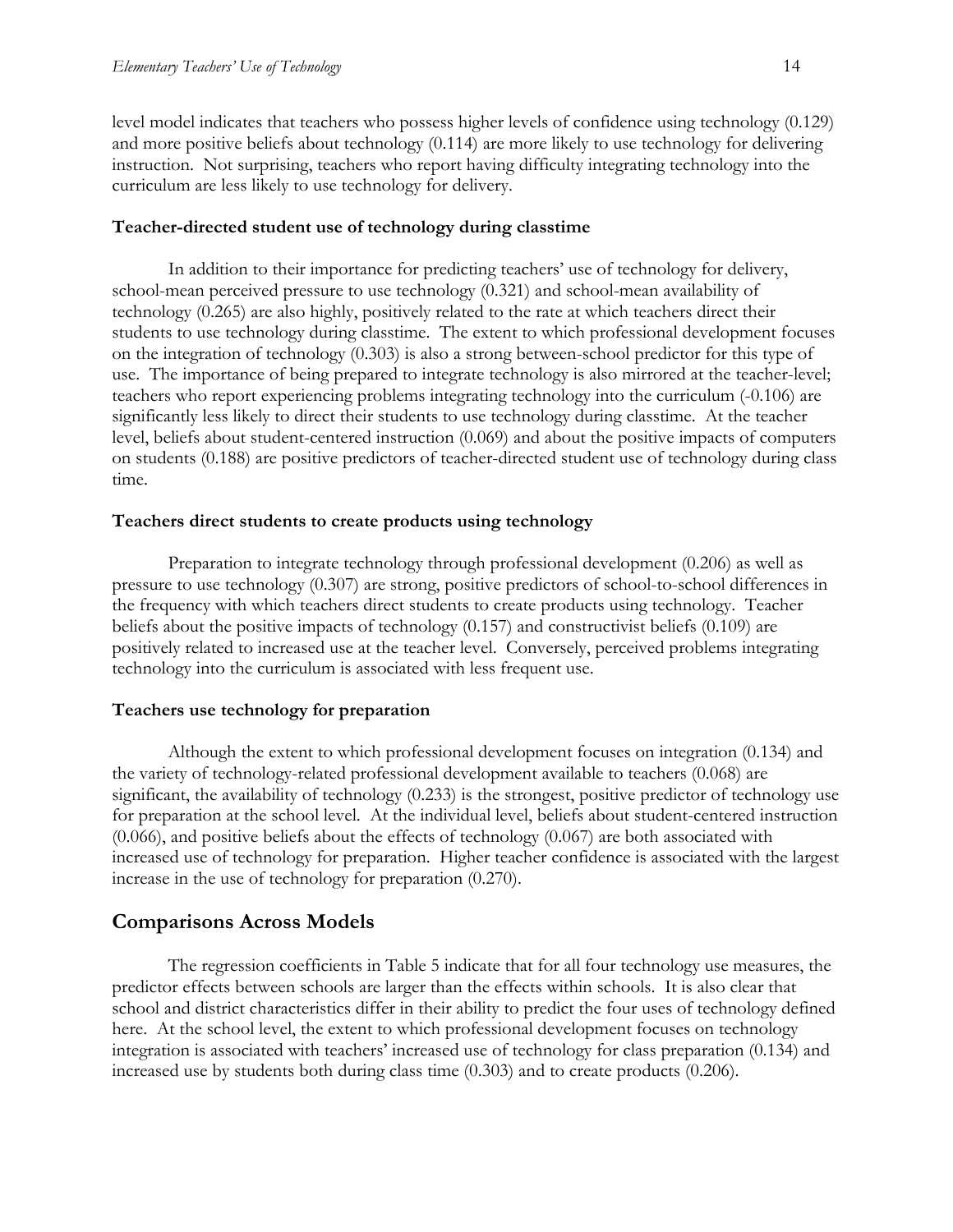level model indicates that teachers who possess higher levels of confidence using technology (0.129) and more positive beliefs about technology (0.114) are more likely to use technology for delivering instruction. Not surprising, teachers who report having difficulty integrating technology into the curriculum are less likely to use technology for delivery.

### Teacher-directed student use of technology during classtime

In addition to their importance for predicting teachers' use of technology for delivery, school-mean perceived pressure to use technology (0.321) and school-mean availability of technology (0.265) are also highly, positively related to the rate at which teachers direct their students to use technology during classtime. The extent to which professional development focuses on the integration of technology (0.303) is also a strong between-school predictor for this type of use. The importance of being prepared to integrate technology is also mirrored at the teacher-level; teachers who report experiencing problems integrating technology into the curriculum (-0.106) are significantly less likely to direct their students to use technology during classtime. At the teacher level, beliefs about student-centered instruction (0.069) and about the positive impacts of computers on students (0.188) are positive predictors of teacher-directed student use of technology during class time.

### Teachers direct students to create products using technology

Preparation to integrate technology through professional development (0.206) as well as pressure to use technology (0.307) are strong, positive predictors of school-to-school differences in the frequency with which teachers direct students to create products using technology. Teacher beliefs about the positive impacts of technology (0.157) and constructivist beliefs (0.109) are positively related to increased use at the teacher level. Conversely, perceived problems integrating technology into the curriculum is associated with less frequent use.

### Teachers use technology for preparation

Although the extent to which professional development focuses on integration (0.134) and the variety of technology-related professional development available to teachers (0.068) are significant, the availability of technology (0.233) is the strongest, positive predictor of technology use for preparation at the school level. At the individual level, beliefs about student-centered instruction (0.066), and positive beliefs about the effects of technology (0.067) are both associated with increased use of technology for preparation. Higher teacher confidence is associated with the largest increase in the use of technology for preparation (0.270).

## Comparisons Across Models

The regression coefficients in Table 5 indicate that for all four technology use measures, the predictor effects between schools are larger than the effects within schools. It is also clear that school and district characteristics differ in their ability to predict the four uses of technology defined here. At the school level, the extent to which professional development focuses on technology integration is associated with teachers' increased use of technology for class preparation (0.134) and increased use by students both during class time (0.303) and to create products (0.206).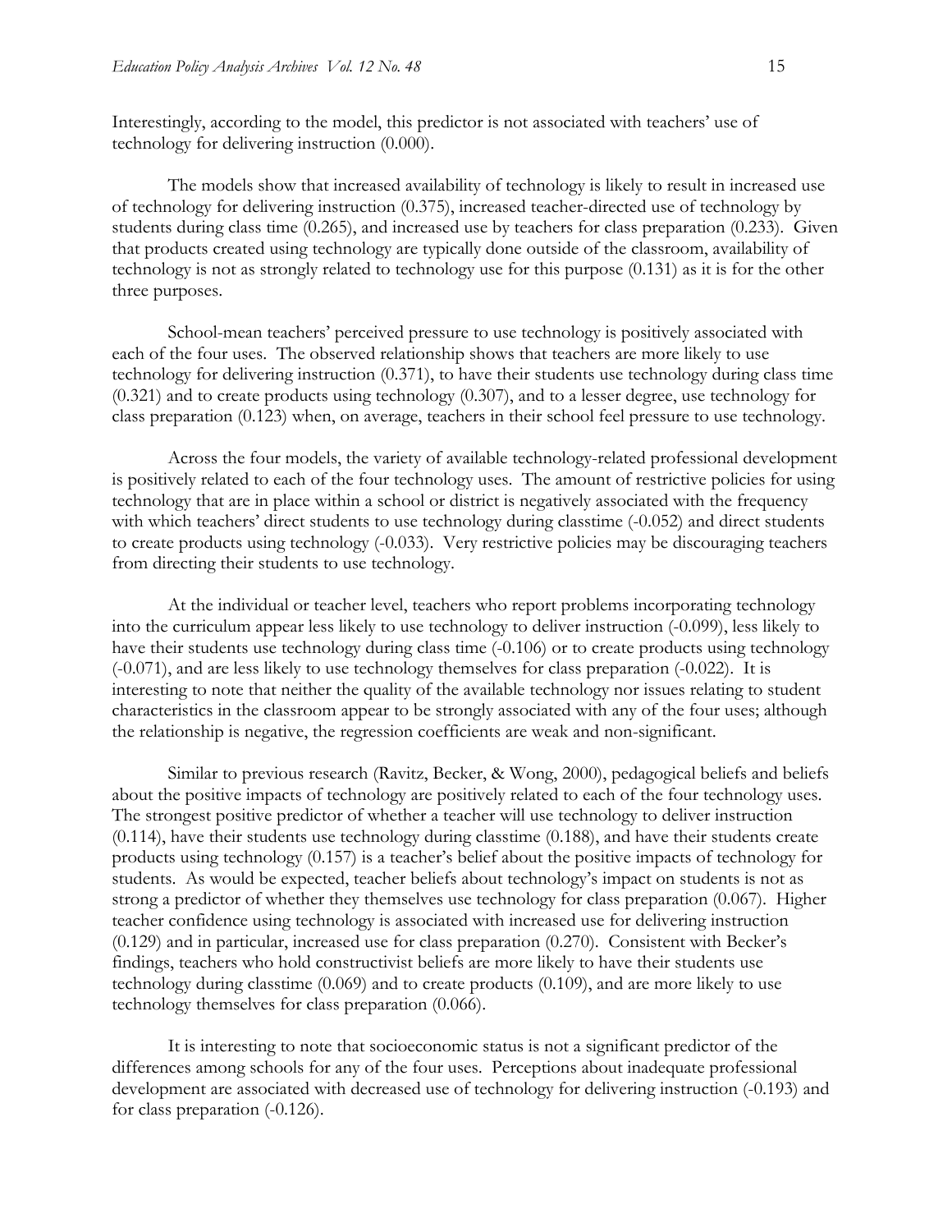Interestingly, according to the model, this predictor is not associated with teachers' use of technology for delivering instruction (0.000).

The models show that increased availability of technology is likely to result in increased use of technology for delivering instruction (0.375), increased teacher-directed use of technology by students during class time (0.265), and increased use by teachers for class preparation (0.233). Given that products created using technology are typically done outside of the classroom, availability of technology is not as strongly related to technology use for this purpose (0.131) as it is for the other three purposes.

School-mean teachers' perceived pressure to use technology is positively associated with each of the four uses. The observed relationship shows that teachers are more likely to use technology for delivering instruction (0.371), to have their students use technology during class time (0.321) and to create products using technology (0.307), and to a lesser degree, use technology for class preparation (0.123) when, on average, teachers in their school feel pressure to use technology.

Across the four models, the variety of available technology-related professional development is positively related to each of the four technology uses. The amount of restrictive policies for using technology that are in place within a school or district is negatively associated with the frequency with which teachers' direct students to use technology during classtime (-0.052) and direct students to create products using technology (-0.033). Very restrictive policies may be discouraging teachers from directing their students to use technology.

At the individual or teacher level, teachers who report problems incorporating technology into the curriculum appear less likely to use technology to deliver instruction (-0.099), less likely to have their students use technology during class time (-0.106) or to create products using technology (-0.071), and are less likely to use technology themselves for class preparation (-0.022). It is interesting to note that neither the quality of the available technology nor issues relating to student characteristics in the classroom appear to be strongly associated with any of the four uses; although the relationship is negative, the regression coefficients are weak and non-significant.

Similar to previous research (Ravitz, Becker, & Wong, 2000), pedagogical beliefs and beliefs about the positive impacts of technology are positively related to each of the four technology uses. The strongest positive predictor of whether a teacher will use technology to deliver instruction (0.114), have their students use technology during classtime (0.188), and have their students create products using technology (0.157) is a teacher's belief about the positive impacts of technology for students. As would be expected, teacher beliefs about technology's impact on students is not as strong a predictor of whether they themselves use technology for class preparation (0.067). Higher teacher confidence using technology is associated with increased use for delivering instruction (0.129) and in particular, increased use for class preparation (0.270). Consistent with Becker's findings, teachers who hold constructivist beliefs are more likely to have their students use technology during classtime (0.069) and to create products (0.109), and are more likely to use technology themselves for class preparation (0.066).

It is interesting to note that socioeconomic status is not a significant predictor of the differences among schools for any of the four uses. Perceptions about inadequate professional development are associated with decreased use of technology for delivering instruction (-0.193) and for class preparation (-0.126).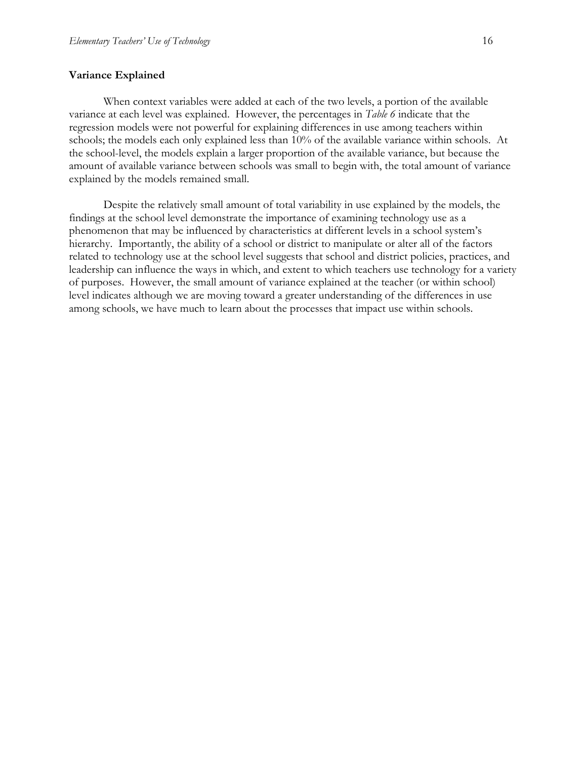### Variance Explained

When context variables were added at each of the two levels, a portion of the available variance at each level was explained. However, the percentages in *Table 6* indicate that the regression models were not powerful for explaining differences in use among teachers within schools; the models each only explained less than 10% of the available variance within schools. At the school-level, the models explain a larger proportion of the available variance, but because the amount of available variance between schools was small to begin with, the total amount of variance explained by the models remained small.

Despite the relatively small amount of total variability in use explained by the models, the findings at the school level demonstrate the importance of examining technology use as a phenomenon that may be influenced by characteristics at different levels in a school system's hierarchy. Importantly, the ability of a school or district to manipulate or alter all of the factors related to technology use at the school level suggests that school and district policies, practices, and leadership can influence the ways in which, and extent to which teachers use technology for a variety of purposes. However, the small amount of variance explained at the teacher (or within school) level indicates although we are moving toward a greater understanding of the differences in use among schools, we have much to learn about the processes that impact use within schools.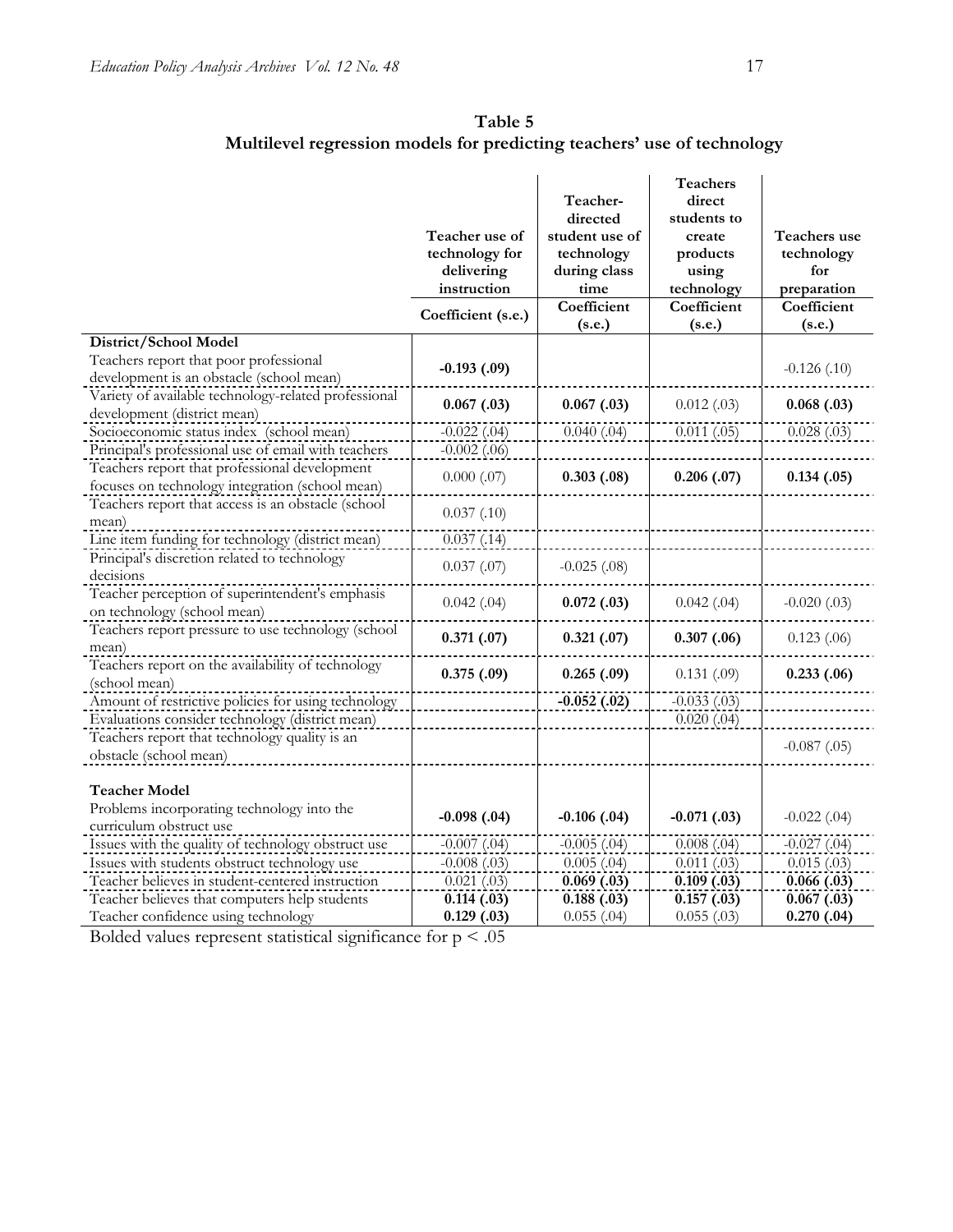**Table 5**
**Multilevel regression models for predicting teachers' use of technology**

| | Teacher use of technology for delivering instruction | Teacher-directed student use of technology during class time | Teachers direct students to create products using technology | Teachers use technology for preparation |
|---|---|---|---|---|
| | Coefficient (s.e.) | Coefficient (s.e.) | Coefficient (s.e.) | Coefficient (s.e.) |
| **District/School Model** | | | | |
| Teachers report that poor professional development is an obstacle (school mean) | **-0.193 (.09)** | | | -0.126 (.10) |
| Variety of available technology-related professional development (district mean) | **0.067 (.03)** | **0.067 (.03)** | 0.012 (.03) | **0.068 (.03)** |
| Socioeconomic status index (school mean) | -0.022 (.04) | 0.040 (.04) | 0.011 (.05) | 0.028 (.03) |
| Principal's professional use of email with teachers | -0.002 (.06) | | | |
| Teachers report that professional development focuses on technology integration (school mean) | 0.000 (.07) | **0.303 (.08)** | **0.206 (.07)** | **0.134 (.05)** |
| Teachers report that access is an obstacle (school mean) | 0.037 (.10) | | | |
| Line item funding for technology (district mean) | 0.037 (.14) | | | |
| Principal's discretion related to technology decisions | 0.037 (.07) | -0.025 (.08) | | |
| Teacher perception of superintendent's emphasis on technology (school mean) | 0.042 (.04) | **0.072 (.03)** | 0.042 (.04) | -0.020 (.03) |
| Teachers report pressure to use technology (school mean) | **0.371 (.07)** | **0.321 (.07)** | **0.307 (.06)** | 0.123 (.06) |
| Teachers report on the availability of technology (school mean) | **0.375 (.09)** | **0.265 (.09)** | 0.131 (.09) | **0.233 (.06)** |
| Amount of restrictive policies for using technology | | **-0.052 (.02)** | -0.033 (.03) | |
| Evaluations consider technology (district mean) | | | 0.020 (.04) | |
| Teachers report that technology quality is an obstacle (school mean) | | | | -0.087 (.05) |
| **Teacher Model** | | | | |
| Problems incorporating technology into the curriculum obstruct use | **-0.098 (.04)** | **-0.106 (.04)** | **-0.071 (.03)** | -0.022 (.04) |
| Issues with the quality of technology obstruct use | -0.007 (.04) | -0.005 (.04) | 0.008 (.04) | -0.027 (.04) |
| Issues with students obstruct technology use | -0.008 (.03) | 0.005 (.04) | 0.011 (.03) | 0.015 (.03) |
| Teacher believes in student-centered instruction | 0.021 (.03) | **0.069 (.03)** | **0.109 (.03)** | **0.066 (.03)** |
| Teacher believes that computers help students | **0.114 (.03)** | **0.188 (.03)** | **0.157 (.03)** | **0.067 (.03)** |
| Teacher confidence using technology | **0.129 (.03)** | 0.055 (.04) | 0.055 (.03) | **0.270 (.04)** |

Bolded values represent statistical significance for $p < .05$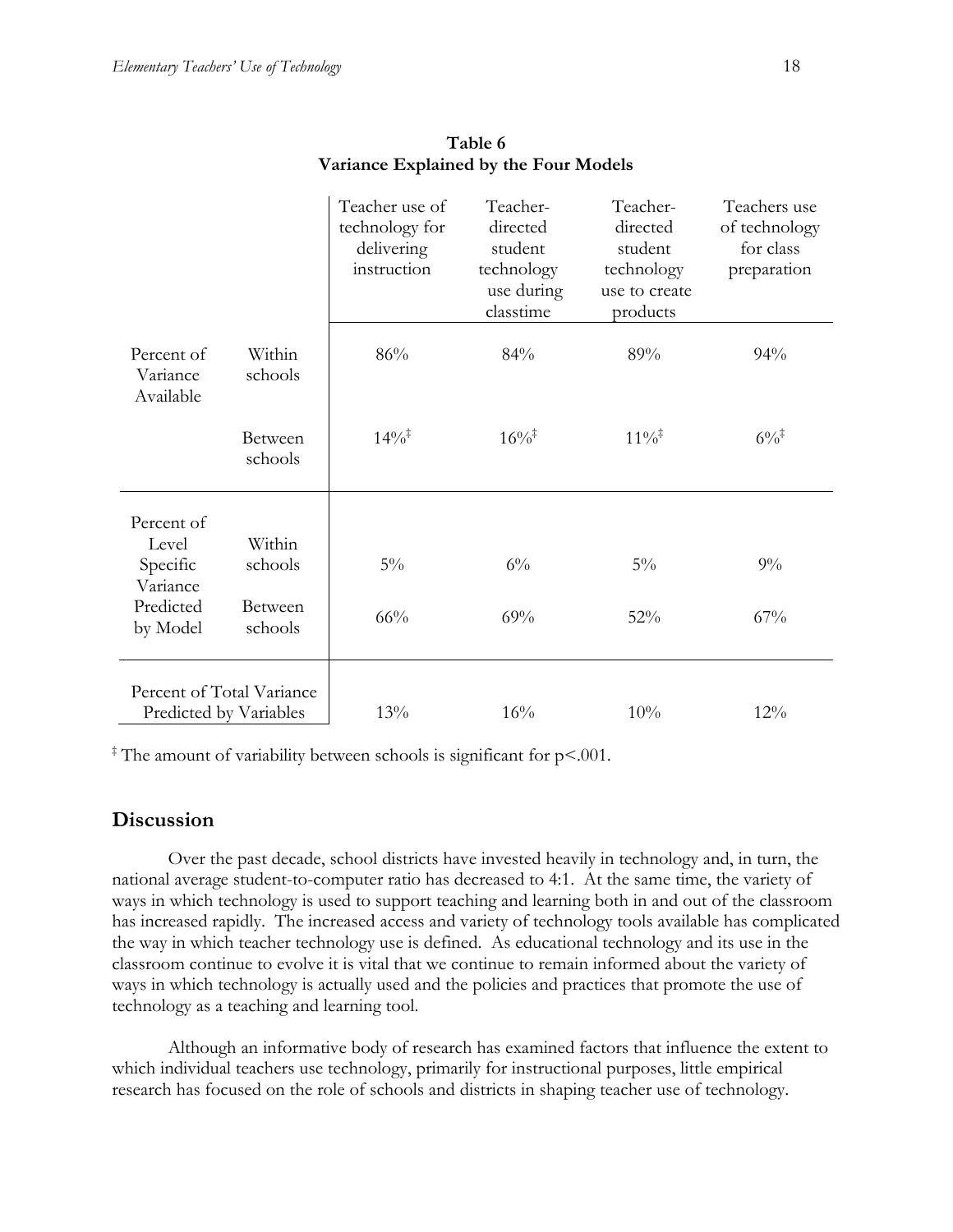**Table 6**
**Variance Explained by the Four Models**

| | | Teacher use of technology for delivering instruction | Teacher-directed student technology use during classtime | Teacher-directed student technology use to create products | Teachers use of technology for class preparation |
|---|---|---|---|---|---|
| Percent of Variance Available | Within schools | 86% | 84% | 89% | 94% |
| | Between schools | 14%‡ | 16%‡ | 11%‡ | 6%‡ |
| Percent of Level Specific Variance Predicted by Model | Within schools | 5% | 6% | 5% | 9% |
| | Between schools | 66% | 69% | 52% | 67% |
| Percent of Total Variance Predicted by Variables | | 13% | 16% | 10% | 12% |

‡ The amount of variability between schools is significant for $p<.001$.

## Discussion

Over the past decade, school districts have invested heavily in technology and, in turn, the national average student-to-computer ratio has decreased to 4:1. At the same time, the variety of ways in which technology is used to support teaching and learning both in and out of the classroom has increased rapidly. The increased access and variety of technology tools available has complicated the way in which teacher technology use is defined. As educational technology and its use in the classroom continue to evolve it is vital that we continue to remain informed about the variety of ways in which technology is actually used and the policies and practices that promote the use of technology as a teaching and learning tool.

Although an informative body of research has examined factors that influence the extent to which individual teachers use technology, primarily for instructional purposes, little empirical research has focused on the role of schools and districts in shaping teacher use of technology.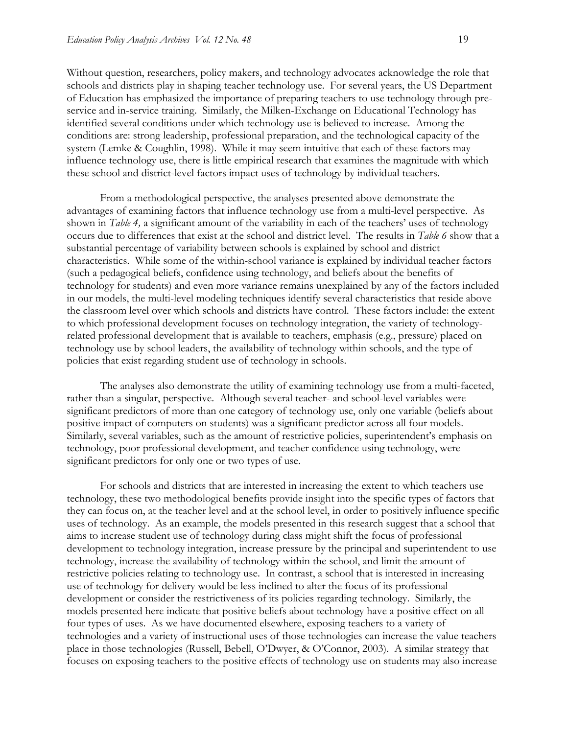Without question, researchers, policy makers, and technology advocates acknowledge the role that schools and districts play in shaping teacher technology use. For several years, the US Department of Education has emphasized the importance of preparing teachers to use technology through pre-service and in-service training. Similarly, the Milken-Exchange on Educational Technology has identified several conditions under which technology use is believed to increase. Among the conditions are: strong leadership, professional preparation, and the technological capacity of the system (Lemke & Coughlin, 1998). While it may seem intuitive that each of these factors may influence technology use, there is little empirical research that examines the magnitude with which these school and district-level factors impact uses of technology by individual teachers.

From a methodological perspective, the analyses presented above demonstrate the advantages of examining factors that influence technology use from a multi-level perspective. As shown in *Table 4,* a significant amount of the variability in each of the teachers' uses of technology occurs due to differences that exist at the school and district level. The results in *Table 6* show that a substantial percentage of variability between schools is explained by school and district characteristics. While some of the within-school variance is explained by individual teacher factors (such a pedagogical beliefs, confidence using technology, and beliefs about the benefits of technology for students) and even more variance remains unexplained by any of the factors included in our models, the multi-level modeling techniques identify several characteristics that reside above the classroom level over which schools and districts have control. These factors include: the extent to which professional development focuses on technology integration, the variety of technology-related professional development that is available to teachers, emphasis (e.g., pressure) placed on technology use by school leaders, the availability of technology within schools, and the type of policies that exist regarding student use of technology in schools.

The analyses also demonstrate the utility of examining technology use from a multi-faceted, rather than a singular, perspective. Although several teacher- and school-level variables were significant predictors of more than one category of technology use, only one variable (beliefs about positive impact of computers on students) was a significant predictor across all four models. Similarly, several variables, such as the amount of restrictive policies, superintendent's emphasis on technology, poor professional development, and teacher confidence using technology, were significant predictors for only one or two types of use.

For schools and districts that are interested in increasing the extent to which teachers use technology, these two methodological benefits provide insight into the specific types of factors that they can focus on, at the teacher level and at the school level, in order to positively influence specific uses of technology. As an example, the models presented in this research suggest that a school that aims to increase student use of technology during class might shift the focus of professional development to technology integration, increase pressure by the principal and superintendent to use technology, increase the availability of technology within the school, and limit the amount of restrictive policies relating to technology use. In contrast, a school that is interested in increasing use of technology for delivery would be less inclined to alter the focus of its professional development or consider the restrictiveness of its policies regarding technology. Similarly, the models presented here indicate that positive beliefs about technology have a positive effect on all four types of uses. As we have documented elsewhere, exposing teachers to a variety of technologies and a variety of instructional uses of those technologies can increase the value teachers place in those technologies (Russell, Bebell, O'Dwyer, & O'Connor, 2003). A similar strategy that focuses on exposing teachers to the positive effects of technology use on students may also increase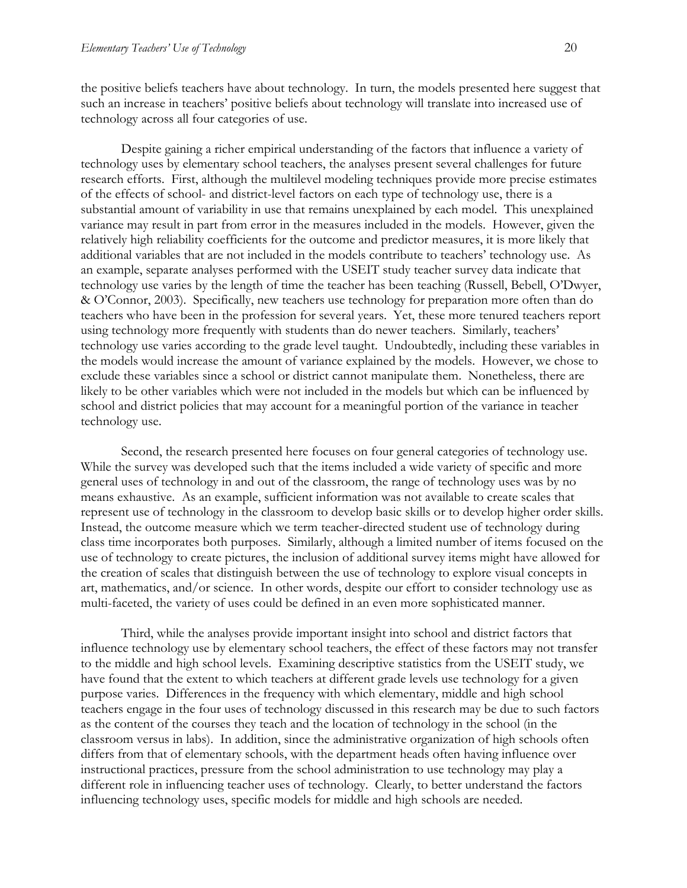the positive beliefs teachers have about technology. In turn, the models presented here suggest that such an increase in teachers' positive beliefs about technology will translate into increased use of technology across all four categories of use.

Despite gaining a richer empirical understanding of the factors that influence a variety of technology uses by elementary school teachers, the analyses present several challenges for future research efforts. First, although the multilevel modeling techniques provide more precise estimates of the effects of school- and district-level factors on each type of technology use, there is a substantial amount of variability in use that remains unexplained by each model. This unexplained variance may result in part from error in the measures included in the models. However, given the relatively high reliability coefficients for the outcome and predictor measures, it is more likely that additional variables that are not included in the models contribute to teachers' technology use. As an example, separate analyses performed with the USEIT study teacher survey data indicate that technology use varies by the length of time the teacher has been teaching (Russell, Bebell, O'Dwyer, & O'Connor, 2003). Specifically, new teachers use technology for preparation more often than do teachers who have been in the profession for several years. Yet, these more tenured teachers report using technology more frequently with students than do newer teachers. Similarly, teachers' technology use varies according to the grade level taught. Undoubtedly, including these variables in the models would increase the amount of variance explained by the models. However, we chose to exclude these variables since a school or district cannot manipulate them. Nonetheless, there are likely to be other variables which were not included in the models but which can be influenced by school and district policies that may account for a meaningful portion of the variance in teacher technology use.

Second, the research presented here focuses on four general categories of technology use. While the survey was developed such that the items included a wide variety of specific and more general uses of technology in and out of the classroom, the range of technology uses was by no means exhaustive. As an example, sufficient information was not available to create scales that represent use of technology in the classroom to develop basic skills or to develop higher order skills. Instead, the outcome measure which we term teacher-directed student use of technology during class time incorporates both purposes. Similarly, although a limited number of items focused on the use of technology to create pictures, the inclusion of additional survey items might have allowed for the creation of scales that distinguish between the use of technology to explore visual concepts in art, mathematics, and/or science. In other words, despite our effort to consider technology use as multi-faceted, the variety of uses could be defined in an even more sophisticated manner.

Third, while the analyses provide important insight into school and district factors that influence technology use by elementary school teachers, the effect of these factors may not transfer to the middle and high school levels. Examining descriptive statistics from the USEIT study, we have found that the extent to which teachers at different grade levels use technology for a given purpose varies. Differences in the frequency with which elementary, middle and high school teachers engage in the four uses of technology discussed in this research may be due to such factors as the content of the courses they teach and the location of technology in the school (in the classroom versus in labs). In addition, since the administrative organization of high schools often differs from that of elementary schools, with the department heads often having influence over instructional practices, pressure from the school administration to use technology may play a different role in influencing teacher uses of technology. Clearly, to better understand the factors influencing technology uses, specific models for middle and high schools are needed.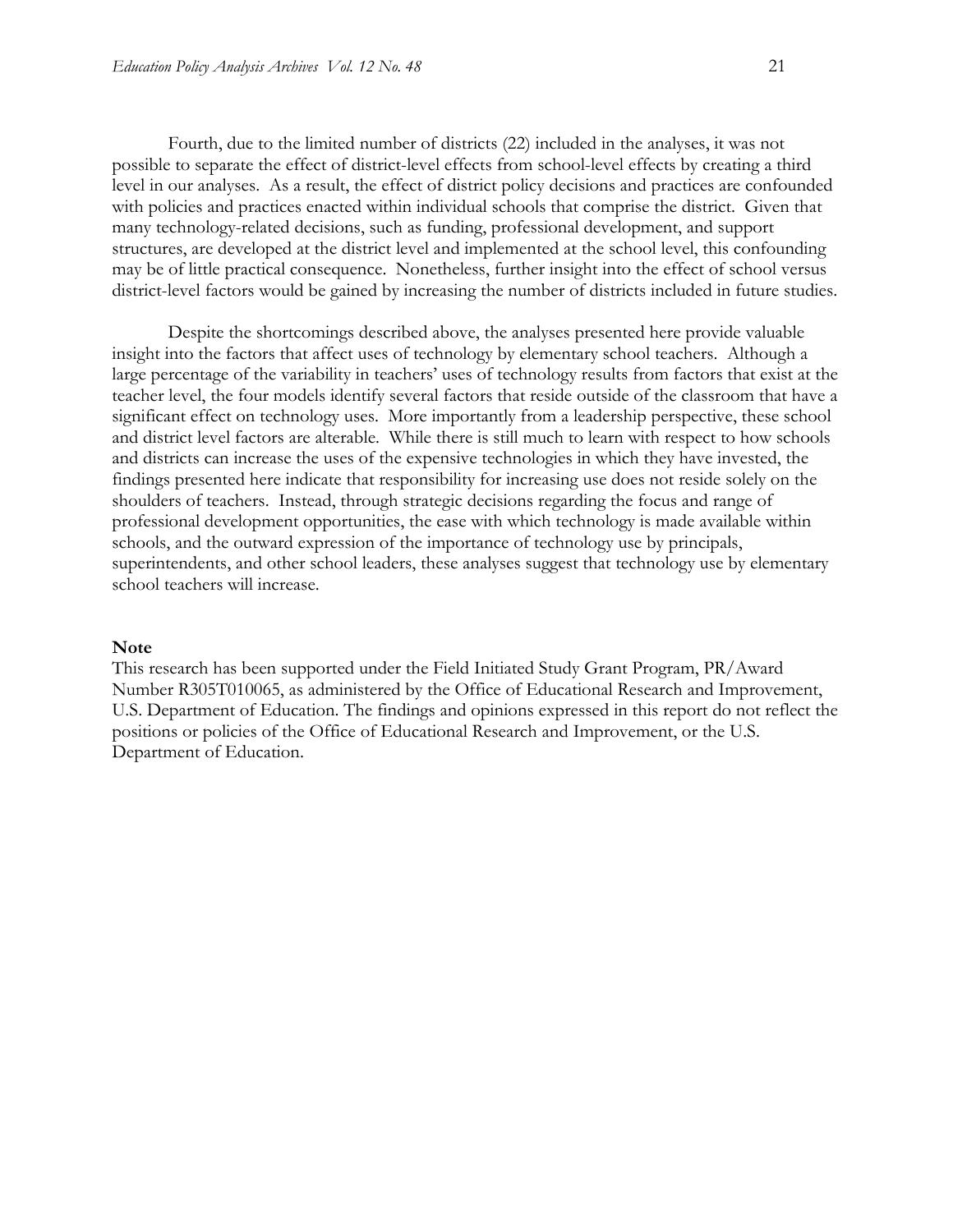Fourth, due to the limited number of districts (22) included in the analyses, it was not possible to separate the effect of district-level effects from school-level effects by creating a third level in our analyses. As a result, the effect of district policy decisions and practices are confounded with policies and practices enacted within individual schools that comprise the district. Given that many technology-related decisions, such as funding, professional development, and support structures, are developed at the district level and implemented at the school level, this confounding may be of little practical consequence. Nonetheless, further insight into the effect of school versus district-level factors would be gained by increasing the number of districts included in future studies.

Despite the shortcomings described above, the analyses presented here provide valuable insight into the factors that affect uses of technology by elementary school teachers. Although a large percentage of the variability in teachers' uses of technology results from factors that exist at the teacher level, the four models identify several factors that reside outside of the classroom that have a significant effect on technology uses. More importantly from a leadership perspective, these school and district level factors are alterable. While there is still much to learn with respect to how schools and districts can increase the uses of the expensive technologies in which they have invested, the findings presented here indicate that responsibility for increasing use does not reside solely on the shoulders of teachers. Instead, through strategic decisions regarding the focus and range of professional development opportunities, the ease with which technology is made available within schools, and the outward expression of the importance of technology use by principals, superintendents, and other school leaders, these analyses suggest that technology use by elementary school teachers will increase.

**Note**

This research has been supported under the Field Initiated Study Grant Program, PR/Award Number R305T010065, as administered by the Office of Educational Research and Improvement, U.S. Department of Education. The findings and opinions expressed in this report do not reflect the positions or policies of the Office of Educational Research and Improvement, or the U.S. Department of Education.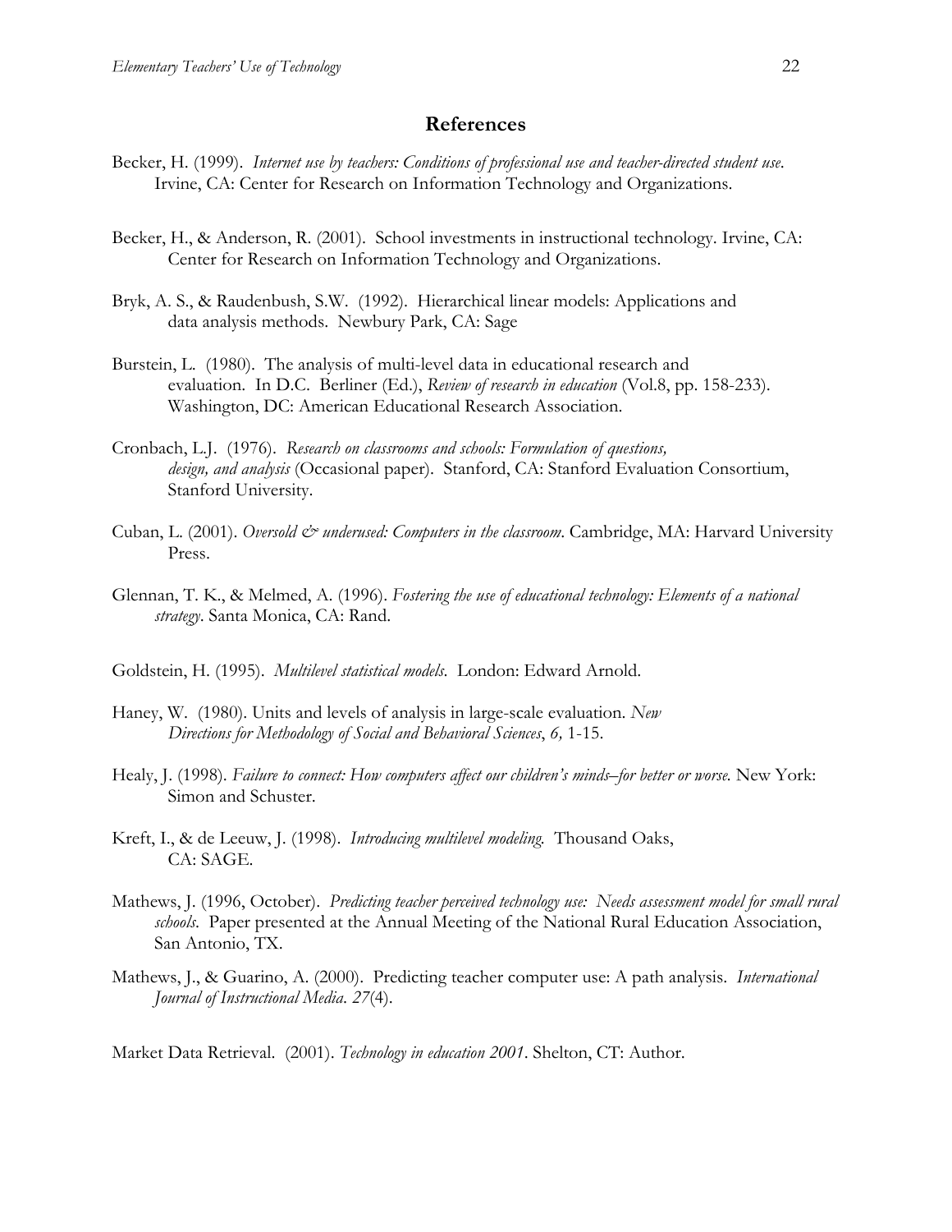## References

Becker, H. (1999). *Internet use by teachers: Conditions of professional use and teacher-directed student use*. Irvine, CA: Center for Research on Information Technology and Organizations.

Becker, H., & Anderson, R. (2001). School investments in instructional technology. Irvine, CA: Center for Research on Information Technology and Organizations.

Bryk, A. S., & Raudenbush, S.W. (1992). Hierarchical linear models: Applications and data analysis methods. Newbury Park, CA: Sage

Burstein, L. (1980). The analysis of multi-level data in educational research and evaluation. In D.C. Berliner (Ed.), *Review of research in education* (Vol.8, pp. 158-233). Washington, DC: American Educational Research Association.

Cronbach, L.J. (1976). *Research on classrooms and schools: Formulation of questions, design, and analysis* (Occasional paper). Stanford, CA: Stanford Evaluation Consortium, Stanford University.

Cuban, L. (2001). *Oversold & underused: Computers in the classroom*. Cambridge, MA: Harvard University Press.

Glennan, T. K., & Melmed, A. (1996). *Fostering the use of educational technology: Elements of a national strategy*. Santa Monica, CA: Rand.

Goldstein, H. (1995). *Multilevel statistical models*. London: Edward Arnold.

Haney, W. (1980). Units and levels of analysis in large-scale evaluation. *New Directions for Methodology of Social and Behavioral Sciences*, *6,* 1-15.

Healy, J. (1998). *Failure to connect: How computers affect our children's minds–for better or worse.* New York: Simon and Schuster.

Kreft, I., & de Leeuw, J. (1998). *Introducing multilevel modeling.* Thousand Oaks, CA: SAGE.

Mathews, J. (1996, October). *Predicting teacher perceived technology use: Needs assessment model for small rural schools*. Paper presented at the Annual Meeting of the National Rural Education Association, San Antonio, TX.

Mathews, J., & Guarino, A. (2000). Predicting teacher computer use: A path analysis. *International Journal of Instructional Media*. *27*(4).

Market Data Retrieval. (2001). *Technology in education 2001*. Shelton, CT: Author.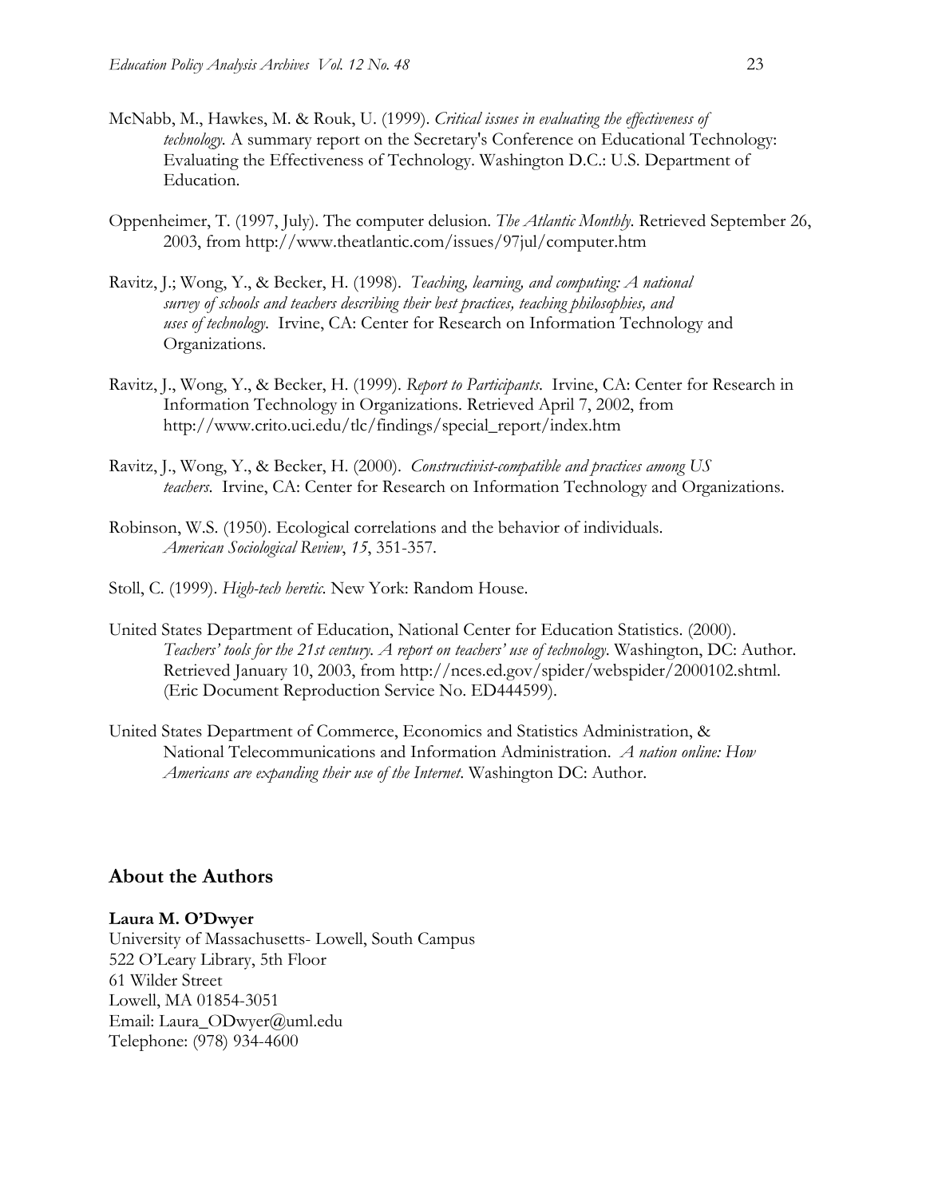McNabb, M., Hawkes, M. & Rouk, U. (1999). *Critical issues in evaluating the effectiveness of technology.* A summary report on the Secretary's Conference on Educational Technology: Evaluating the Effectiveness of Technology. Washington D.C.: U.S. Department of Education.

Oppenheimer, T. (1997, July). The computer delusion. *The Atlantic Monthly*. Retrieved September 26, 2003, from http://www.theatlantic.com/issues/97jul/computer.htm

Ravitz, J.; Wong, Y., & Becker, H. (1998). *Teaching, learning, and computing: A national survey of schools and teachers describing their best practices, teaching philosophies, and uses of technology*. Irvine, CA: Center for Research on Information Technology and Organizations.

Ravitz, J., Wong, Y., & Becker, H. (1999). *Report to Participants*. Irvine, CA: Center for Research in Information Technology in Organizations. Retrieved April 7, 2002, from http://www.crito.uci.edu/tlc/findings/special_report/index.htm

Ravitz, J., Wong, Y., & Becker, H. (2000). *Constructivist-compatible and practices among US teachers*. Irvine, CA: Center for Research on Information Technology and Organizations.

Robinson, W.S. (1950). Ecological correlations and the behavior of individuals. *American Sociological Review*, *15*, 351-357.

Stoll, C. (1999). *High-tech heretic.* New York: Random House.

United States Department of Education, National Center for Education Statistics. (2000). *Teachers' tools for the 21st century. A report on teachers' use of technology*. Washington, DC: Author. Retrieved January 10, 2003, from http://nces.ed.gov/spider/webspider/2000102.shtml. (Eric Document Reproduction Service No. ED444599).

United States Department of Commerce, Economics and Statistics Administration, & National Telecommunications and Information Administration. *A nation online: How Americans are expanding their use of the Internet*. Washington DC: Author.

## About the Authors

**Laura M. O'Dwyer**
University of Massachusetts- Lowell, South Campus
522 O'Leary Library, 5th Floor
61 Wilder Street
Lowell, MA 01854-3051
Email: Laura_ODwyer@uml.edu
Telephone: (978) 934-4600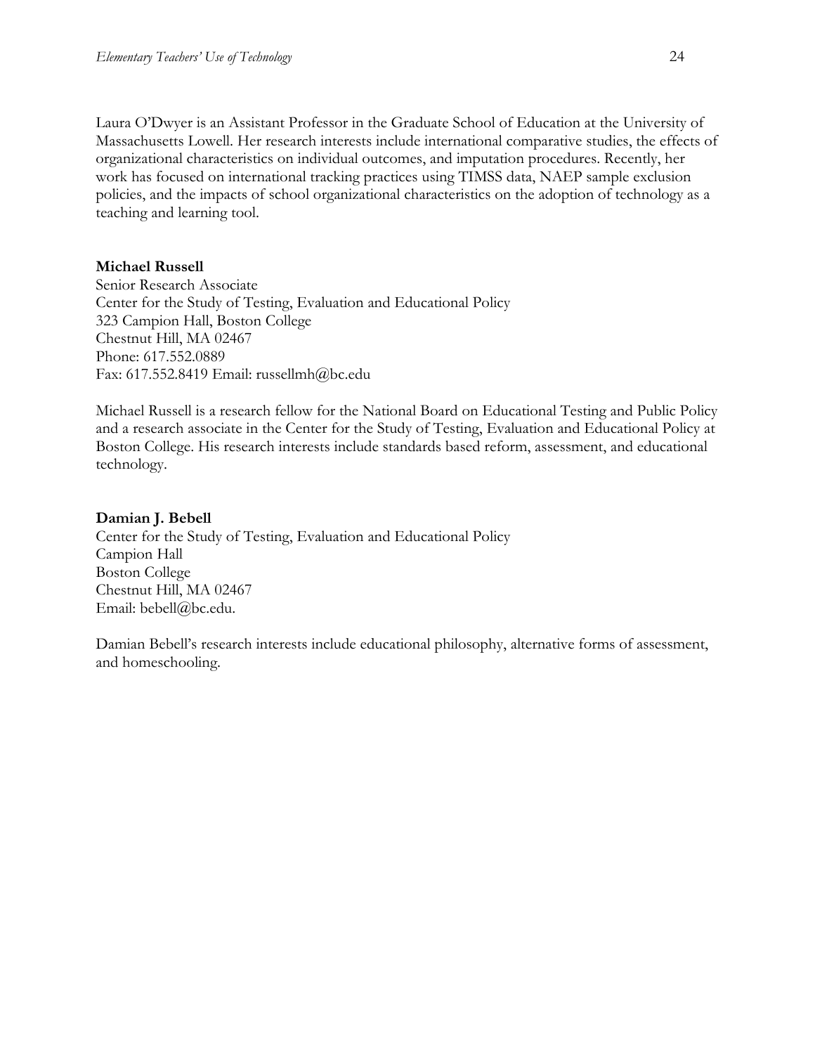Laura O'Dwyer is an Assistant Professor in the Graduate School of Education at the University of Massachusetts Lowell. Her research interests include international comparative studies, the effects of organizational characteristics on individual outcomes, and imputation procedures. Recently, her work has focused on international tracking practices using TIMSS data, NAEP sample exclusion policies, and the impacts of school organizational characteristics on the adoption of technology as a teaching and learning tool.

**Michael Russell**  
Senior Research Associate  
Center for the Study of Testing, Evaluation and Educational Policy  
323 Campion Hall, Boston College  
Chestnut Hill, MA 02467  
Phone: 617.552.0889  
Fax: 617.552.8419 Email: russellmh@bc.edu

Michael Russell is a research fellow for the National Board on Educational Testing and Public Policy and a research associate in the Center for the Study of Testing, Evaluation and Educational Policy at Boston College. His research interests include standards based reform, assessment, and educational technology.

**Damian J. Bebell**  
Center for the Study of Testing, Evaluation and Educational Policy  
Campion Hall  
Boston College  
Chestnut Hill, MA 02467  
Email: bebell@bc.edu.

Damian Bebell's research interests include educational philosophy, alternative forms of assessment, and homeschooling.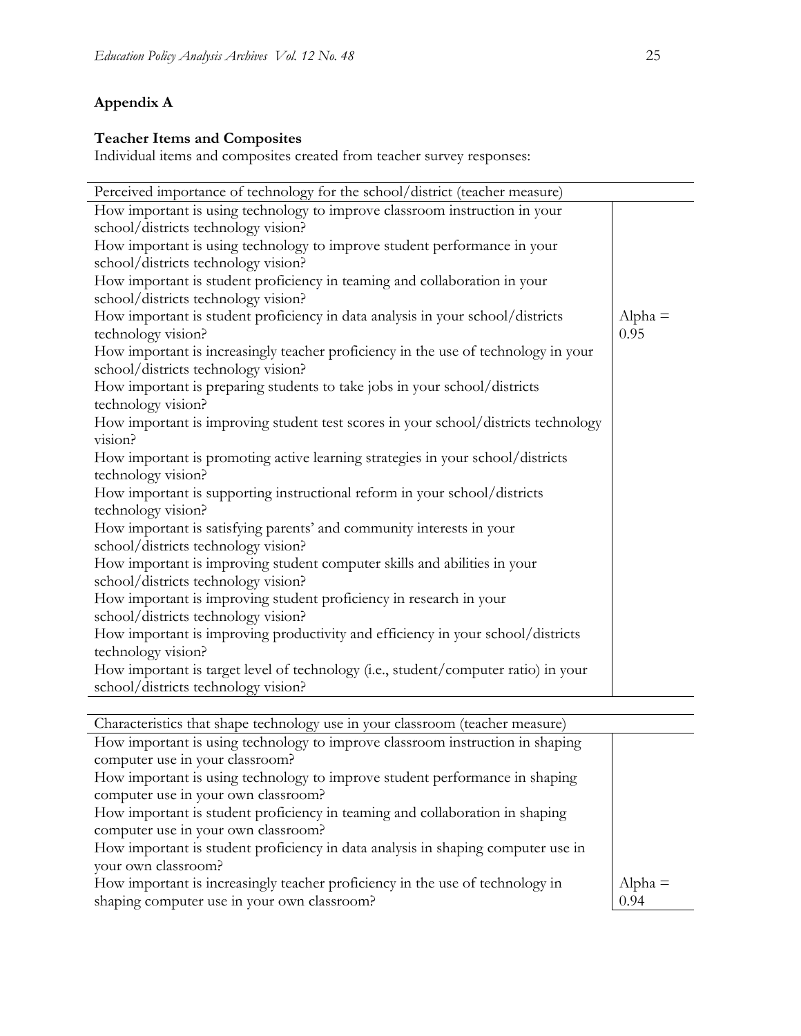## Appendix A

### Teacher Items and Composites

Individual items and composites created from teacher survey responses:

| Perceived importance of technology for the school/district (teacher measure) | |
|---|---|
| How important is using technology to improve classroom instruction in your school/districts technology vision?<br>How important is using technology to improve student performance in your school/districts technology vision?<br>How important is student proficiency in teaming and collaboration in your school/districts technology vision?<br>How important is student proficiency in data analysis in your school/districts technology vision?<br>How important is increasingly teacher proficiency in the use of technology in your school/districts technology vision?<br>How important is preparing students to take jobs in your school/districts technology vision?<br>How important is improving student test scores in your school/districts technology vision?<br>How important is promoting active learning strategies in your school/districts technology vision?<br>How important is supporting instructional reform in your school/districts technology vision?<br>How important is satisfying parents' and community interests in your school/districts technology vision?<br>How important is improving student computer skills and abilities in your school/districts technology vision?<br>How important is improving student proficiency in research in your school/districts technology vision?<br>How important is improving productivity and efficiency in your school/districts technology vision?<br>How important is target level of technology (i.e., student/computer ratio) in your school/districts technology vision? | Alpha = 0.95 |

| Characteristics that shape technology use in your classroom (teacher measure) | |
|---|---|
| How important is using technology to improve classroom instruction in shaping computer use in your classroom?<br>How important is using technology to improve student performance in shaping computer use in your own classroom?<br>How important is student proficiency in teaming and collaboration in shaping computer use in your own classroom?<br>How important is student proficiency in data analysis in shaping computer use in your own classroom?<br>How important is increasingly teacher proficiency in the use of technology in shaping computer use in your own classroom? | Alpha = 0.94 |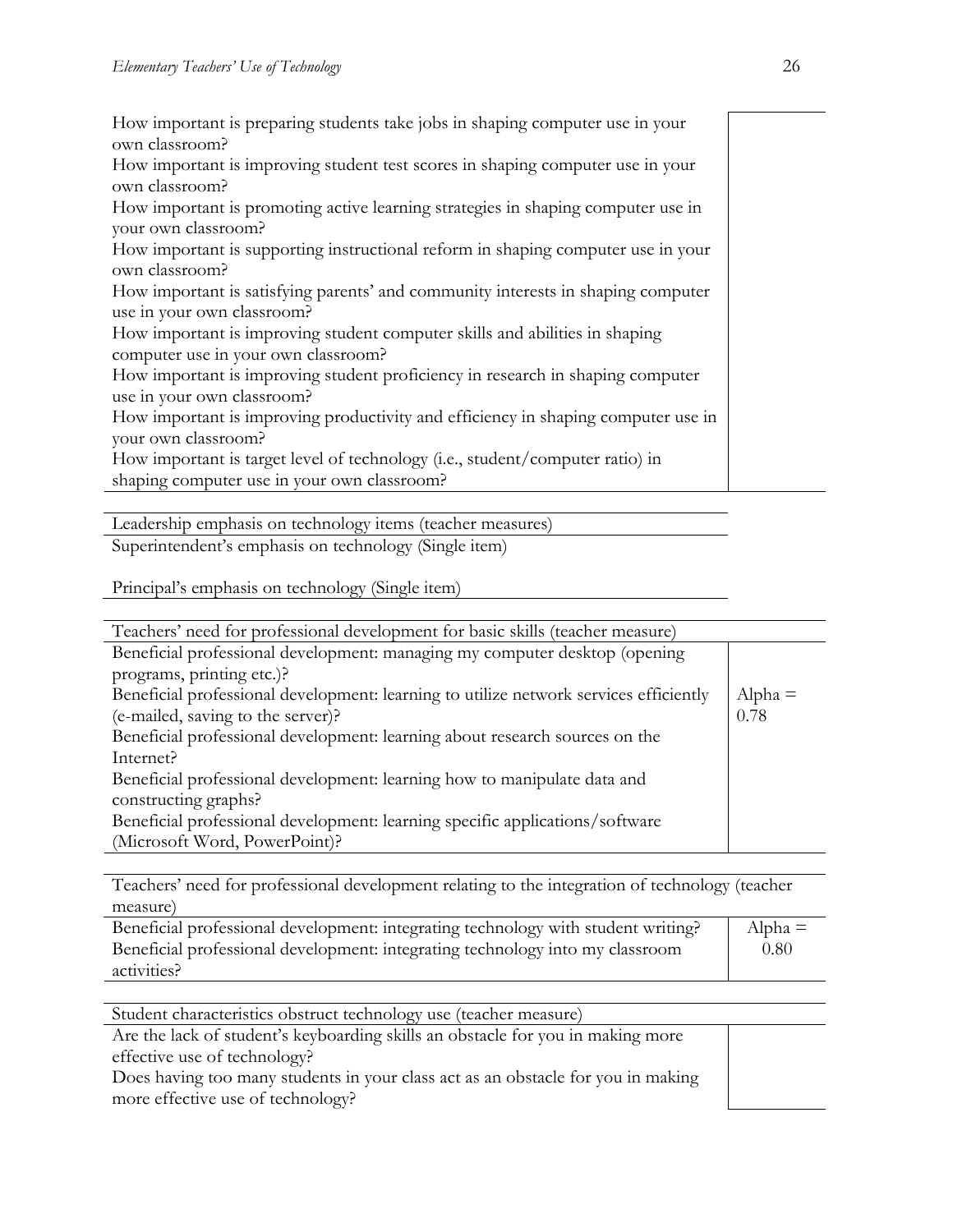| | |
|---|---|
| How important is preparing students take jobs in shaping computer use in your own classroom?<br>How important is improving student test scores in shaping computer use in your own classroom?<br>How important is promoting active learning strategies in shaping computer use in your own classroom?<br>How important is supporting instructional reform in shaping computer use in your own classroom?<br>How important is satisfying parents' and community interests in shaping computer use in your own classroom?<br>How important is improving student computer skills and abilities in shaping computer use in your own classroom?<br>How important is improving student proficiency in research in shaping computer use in your own classroom?<br>How important is improving productivity and efficiency in shaping computer use in your own classroom?<br>How important is target level of technology (i.e., student/computer ratio) in shaping computer use in your own classroom? | |

| Leadership emphasis on technology items (teacher measures) |
|---|
| Superintendent's emphasis on technology (Single item)<br><br>Principal's emphasis on technology (Single item) |

| Teachers' need for professional development for basic skills (teacher measure) | |
|---|---|
| Beneficial professional development: managing my computer desktop (opening programs, printing etc.)?<br>Beneficial professional development: learning to utilize network services efficiently (e-mailed, saving to the server)?<br>Beneficial professional development: learning about research sources on the Internet?<br>Beneficial professional development: learning how to manipulate data and constructing graphs?<br>Beneficial professional development: learning specific applications/software (Microsoft Word, PowerPoint)? | Alpha = 0.78 |

| Teachers' need for professional development relating to the integration of technology (teacher measure) | |
|---|---|
| Beneficial professional development: integrating technology with student writing?<br>Beneficial professional development: integrating technology into my classroom activities? | Alpha = 0.80 |

| Student characteristics obstruct technology use (teacher measure) | |
|---|---|
| Are the lack of student's keyboarding skills an obstacle for you in making more effective use of technology?<br>Does having too many students in your class act as an obstacle for you in making more effective use of technology? | |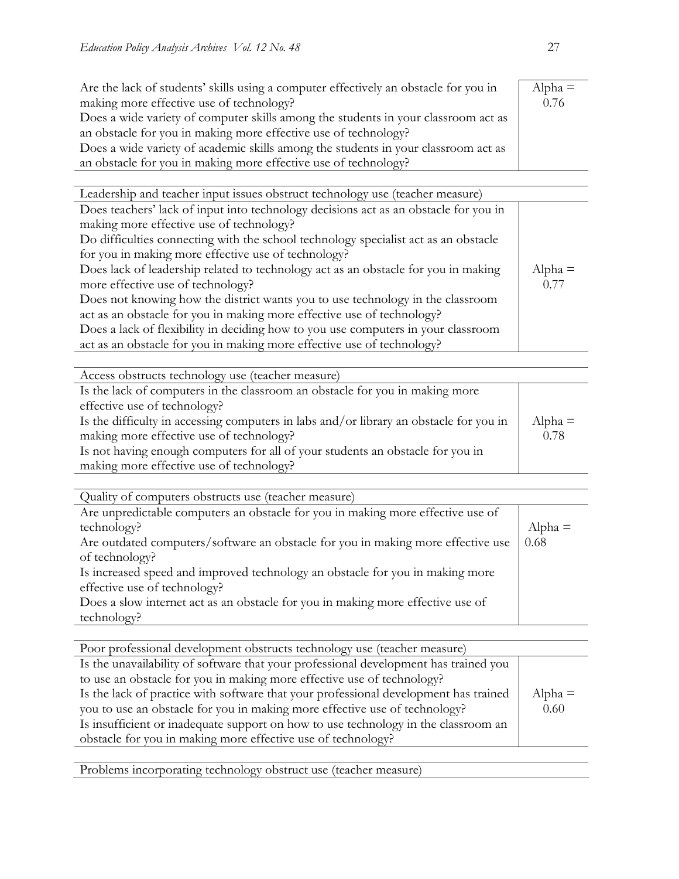| | |
|---|---|
| Are the lack of students' skills using a computer effectively an obstacle for you in making more effective use of technology?<br>Does a wide variety of computer skills among the students in your classroom act as an obstacle for you in making more effective use of technology?<br>Does a wide variety of academic skills among the students in your classroom act as an obstacle for you in making more effective use of technology? | Alpha = 0.76 |

| Leadership and teacher input issues obstruct technology use (teacher measure) | |
|---|---|
| Does teachers' lack of input into technology decisions act as an obstacle for you in making more effective use of technology?<br>Do difficulties connecting with the school technology specialist act as an obstacle for you in making more effective use of technology?<br>Does lack of leadership related to technology act as an obstacle for you in making more effective use of technology?<br>Does not knowing how the district wants you to use technology in the classroom act as an obstacle for you in making more effective use of technology?<br>Does a lack of flexibility in deciding how to you use computers in your classroom act as an obstacle for you in making more effective use of technology? | Alpha = 0.77 |

| Access obstructs technology use (teacher measure) | |
|---|---|
| Is the lack of computers in the classroom an obstacle for you in making more effective use of technology?<br>Is the difficulty in accessing computers in labs and/or library an obstacle for you in making more effective use of technology?<br>Is not having enough computers for all of your students an obstacle for you in making more effective use of technology? | Alpha = 0.78 |

| Quality of computers obstructs use (teacher measure) | |
|---|---|
| Are unpredictable computers an obstacle for you in making more effective use of technology?<br>Are outdated computers/software an obstacle for you in making more effective use of technology?<br>Is increased speed and improved technology an obstacle for you in making more effective use of technology?<br>Does a slow internet act as an obstacle for you in making more effective use of technology? | Alpha = 0.68 |

| Poor professional development obstructs technology use (teacher measure) | |
|---|---|
| Is the unavailability of software that your professional development has trained you to use an obstacle for you in making more effective use of technology?<br>Is the lack of practice with software that your professional development has trained you to use an obstacle for you in making more effective use of technology?<br>Is insufficient or inadequate support on how to use technology in the classroom an obstacle for you in making more effective use of technology? | Alpha = 0.60 |

| Problems incorporating technology obstruct use (teacher measure) | |
|---|---|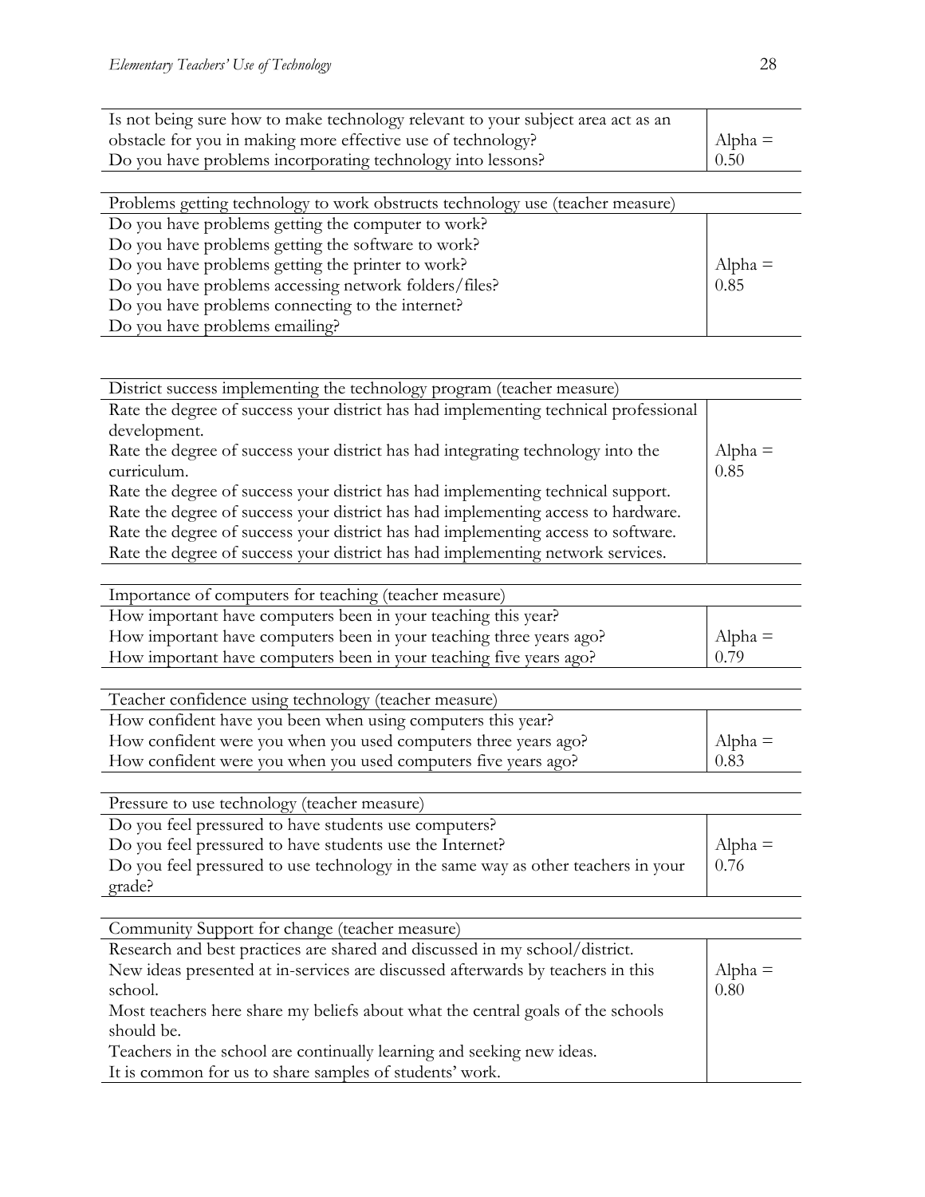| Is not being sure how to make technology relevant to your subject area act as an obstacle for you in making more effective use of technology? Do you have problems incorporating technology into lessons? | Alpha = 0.50 |
|---|---|

| Problems getting technology to work obstructs technology use (teacher measure) | |
|---|---|
| Do you have problems getting the computer to work? Do you have problems getting the software to work? Do you have problems getting the printer to work? Do you have problems accessing network folders/files? Do you have problems connecting to the internet? Do you have problems emailing? | Alpha = 0.85 |

| District success implementing the technology program (teacher measure) | |
|---|---|
| Rate the degree of success your district has had implementing technical professional development. Rate the degree of success your district has had integrating technology into the curriculum. Rate the degree of success your district has had implementing technical support. Rate the degree of success your district has had implementing access to hardware. Rate the degree of success your district has had implementing access to software. Rate the degree of success your district has had implementing network services. | Alpha = 0.85 |

| Importance of computers for teaching (teacher measure) | |
|---|---|
| How important have computers been in your teaching this year? How important have computers been in your teaching three years ago? How important have computers been in your teaching five years ago? | Alpha = 0.79 |

| Teacher confidence using technology (teacher measure) | |
|---|---|
| How confident have you been when using computers this year? How confident were you when you used computers three years ago? How confident were you when you used computers five years ago? | Alpha = 0.83 |

| Pressure to use technology (teacher measure) | |
|---|---|
| Do you feel pressured to have students use computers? Do you feel pressured to have students use the Internet? Do you feel pressured to use technology in the same way as other teachers in your grade? | Alpha = 0.76 |

| Community Support for change (teacher measure) | |
|---|---|
| Research and best practices are shared and discussed in my school/district. New ideas presented at in-services are discussed afterwards by teachers in this school. Most teachers here share my beliefs about what the central goals of the schools should be. Teachers in the school are continually learning and seeking new ideas. It is common for us to share samples of students' work. | Alpha = 0.80 |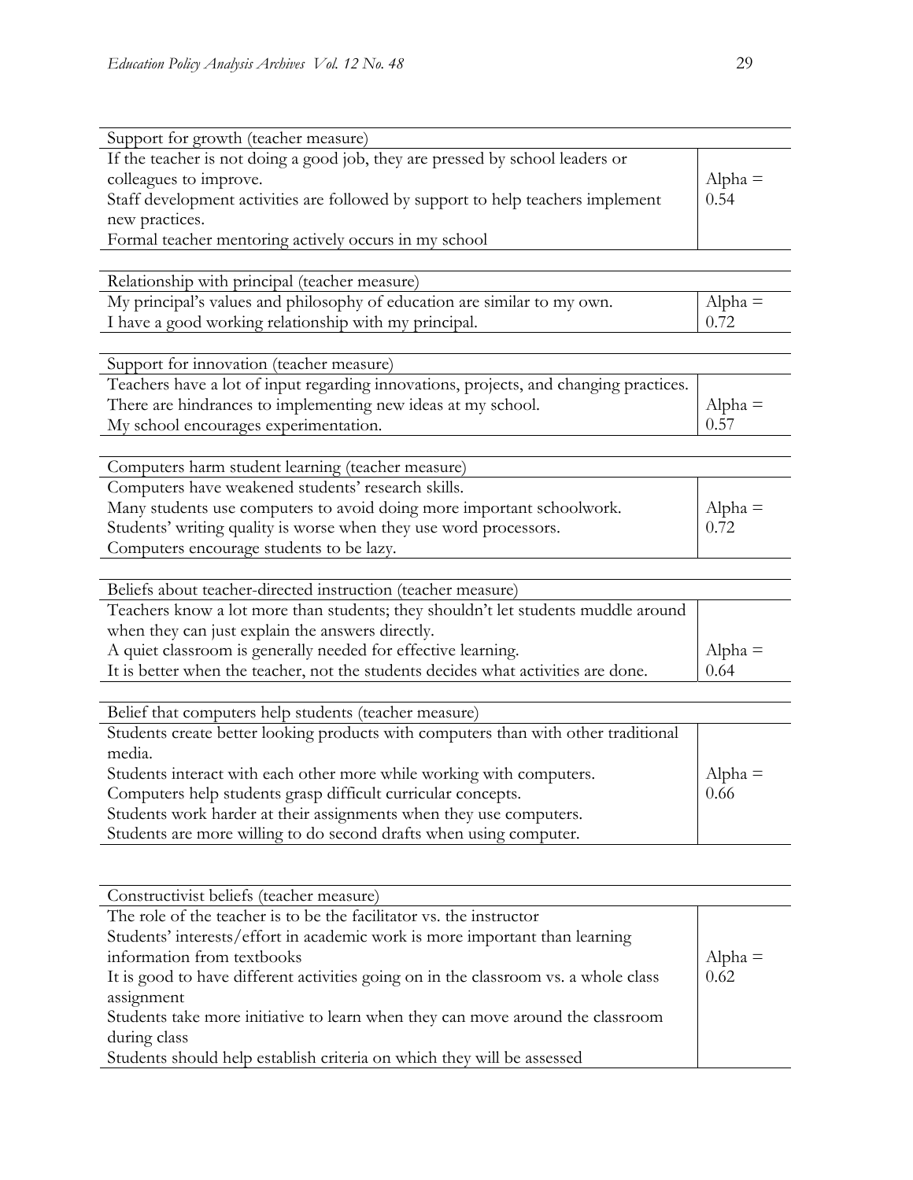| Support for growth (teacher measure) | |
|---|---|
| If the teacher is not doing a good job, they are pressed by school leaders or colleagues to improve.<br>Staff development activities are followed by support to help teachers implement new practices.<br>Formal teacher mentoring actively occurs in my school | Alpha = 0.54 |

| Relationship with principal (teacher measure) | |
|---|---|
| My principal's values and philosophy of education are similar to my own.<br>I have a good working relationship with my principal. | Alpha = 0.72 |

| Support for innovation (teacher measure) | |
|---|---|
| Teachers have a lot of input regarding innovations, projects, and changing practices.<br>There are hindrances to implementing new ideas at my school.<br>My school encourages experimentation. | Alpha = 0.57 |

| Computers harm student learning (teacher measure) | |
|---|---|
| Computers have weakened students' research skills.<br>Many students use computers to avoid doing more important schoolwork.<br>Students' writing quality is worse when they use word processors.<br>Computers encourage students to be lazy. | Alpha = 0.72 |

| Beliefs about teacher-directed instruction (teacher measure) | |
|---|---|
| Teachers know a lot more than students; they shouldn't let students muddle around when they can just explain the answers directly.<br>A quiet classroom is generally needed for effective learning.<br>It is better when the teacher, not the students decides what activities are done. | Alpha = 0.64 |

| Belief that computers help students (teacher measure) | |
|---|---|
| Students create better looking products with computers than with other traditional media.<br>Students interact with each other more while working with computers.<br>Computers help students grasp difficult curricular concepts.<br>Students work harder at their assignments when they use computers.<br>Students are more willing to do second drafts when using computer. | Alpha = 0.66 |

| Constructivist beliefs (teacher measure) | |
|---|---|
| The role of the teacher is to be the facilitator vs. the instructor<br>Students' interests/effort in academic work is more important than learning information from textbooks<br>It is good to have different activities going on in the classroom vs. a whole class assignment<br>Students take more initiative to learn when they can move around the classroom during class<br>Students should help establish criteria on which they will be assessed | Alpha = 0.62 |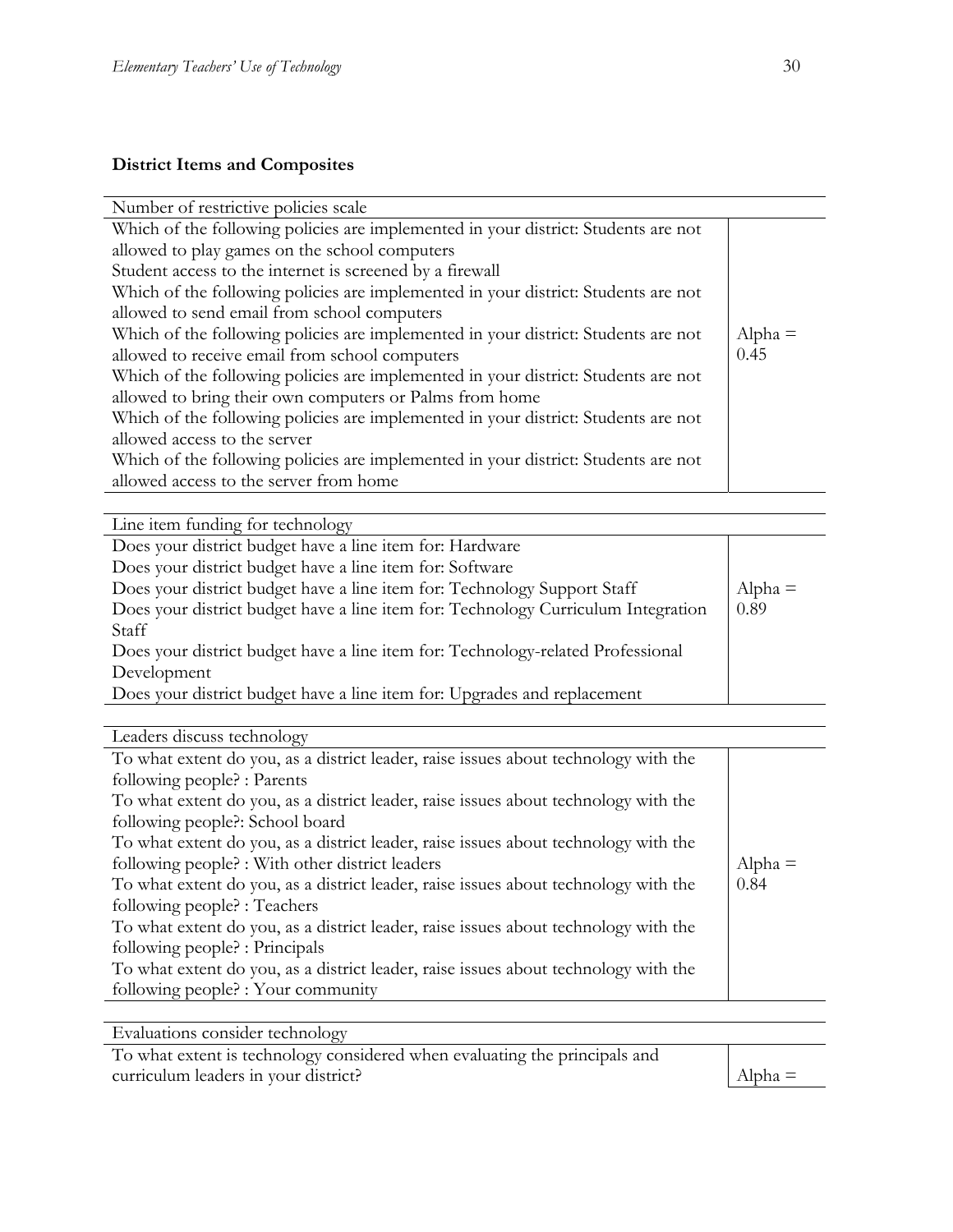**District Items and Composites**

| Number of restrictive policies scale | |
|---|---|
| Which of the following policies are implemented in your district: Students are not allowed to play games on the school computers<br>Student access to the internet is screened by a firewall<br>Which of the following policies are implemented in your district: Students are not allowed to send email from school computers<br>Which of the following policies are implemented in your district: Students are not allowed to receive email from school computers<br>Which of the following policies are implemented in your district: Students are not allowed to bring their own computers or Palms from home<br>Which of the following policies are implemented in your district: Students are not allowed access to the server<br>Which of the following policies are implemented in your district: Students are not allowed access to the server from home | Alpha = 0.45 |

| Line item funding for technology | |
|---|---|
| Does your district budget have a line item for: Hardware<br>Does your district budget have a line item for: Software<br>Does your district budget have a line item for: Technology Support Staff<br>Does your district budget have a line item for: Technology Curriculum Integration Staff<br>Does your district budget have a line item for: Technology-related Professional Development<br>Does your district budget have a line item for: Upgrades and replacement | Alpha = 0.89 |

| Leaders discuss technology | |
|---|---|
| To what extent do you, as a district leader, raise issues about technology with the following people? : Parents<br>To what extent do you, as a district leader, raise issues about technology with the following people?: School board<br>To what extent do you, as a district leader, raise issues about technology with the following people? : With other district leaders<br>To what extent do you, as a district leader, raise issues about technology with the following people? : Teachers<br>To what extent do you, as a district leader, raise issues about technology with the following people? : Principals<br>To what extent do you, as a district leader, raise issues about technology with the following people? : Your community | Alpha = 0.84 |

| Evaluations consider technology | |
|---|---|
| To what extent is technology considered when evaluating the principals and curriculum leaders in your district? | Alpha = |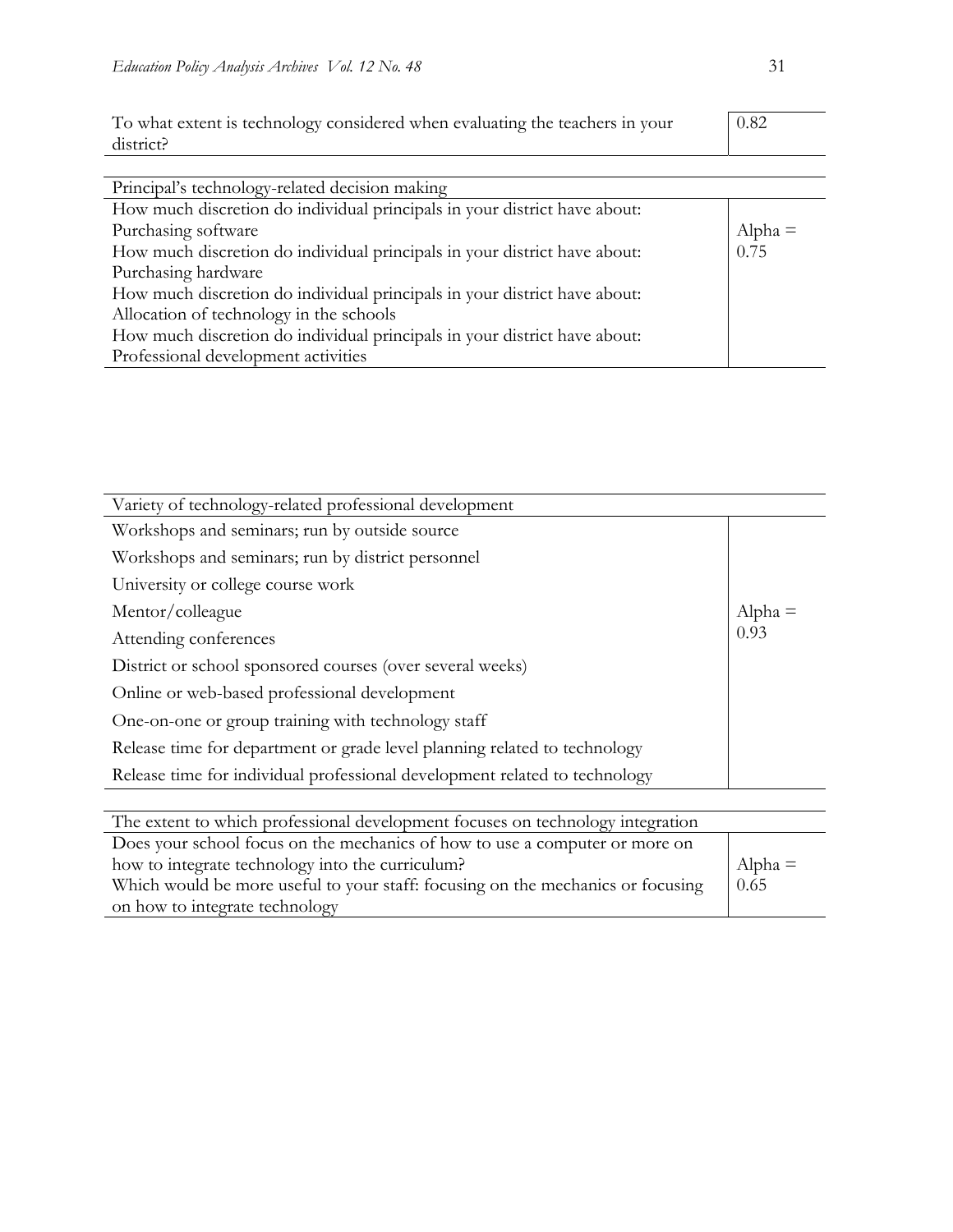| To what extent is technology considered when evaluating the teachers in your district? | 0.82 |
|---|---|

| Principal's technology-related decision making | |
|---|---|
| How much discretion do individual principals in your district have about: Purchasing software | Alpha = 0.75 |
| How much discretion do individual principals in your district have about: Purchasing hardware | |
| How much discretion do individual principals in your district have about: Allocation of technology in the schools | |
| How much discretion do individual principals in your district have about: Professional development activities | |

| Variety of technology-related professional development | |
|---|---|
| Workshops and seminars; run by outside source | Alpha = 0.93 |
| Workshops and seminars; run by district personnel | |
| University or college course work | |
| Mentor/colleague | |
| Attending conferences | |
| District or school sponsored courses (over several weeks) | |
| Online or web-based professional development | |
| One-on-one or group training with technology staff | |
| Release time for department or grade level planning related to technology | |
| Release time for individual professional development related to technology | |

| The extent to which professional development focuses on technology integration | |
|---|---|
| Does your school focus on the mechanics of how to use a computer or more on how to integrate technology into the curriculum? | Alpha = 0.65 |
| Which would be more useful to your staff: focusing on the mechanics or focusing on how to integrate technology | |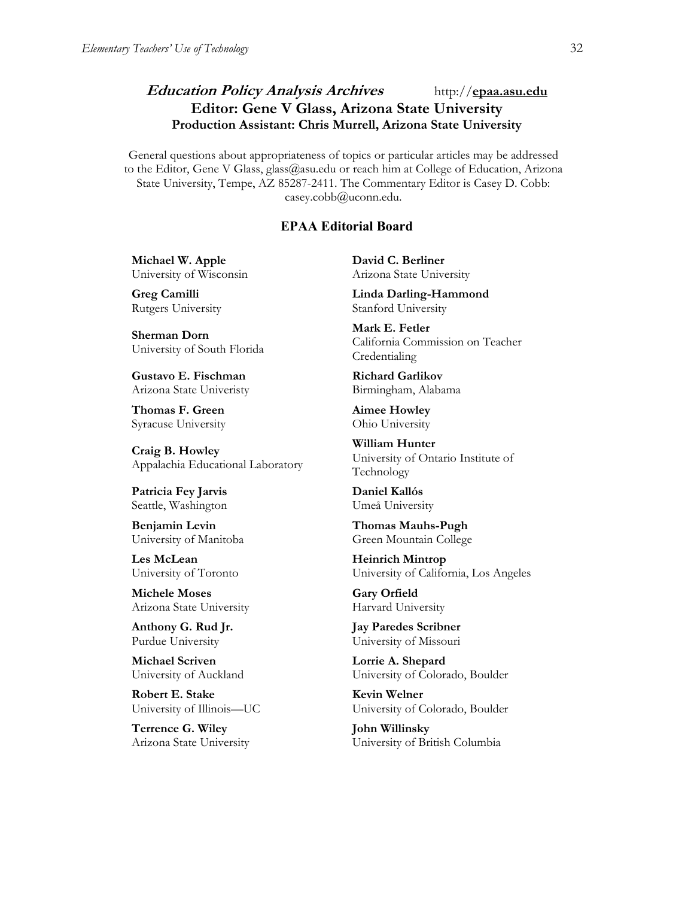## *Education Policy Analysis Archives* http://**epaa.asu.edu**

### Editor: Gene V Glass, Arizona State University

**Production Assistant: Chris Murrell, Arizona State University**

General questions about appropriateness of topics or particular articles may be addressed to the Editor, Gene V Glass, glass@asu.edu or reach him at College of Education, Arizona State University, Tempe, AZ 85287-2411. The Commentary Editor is Casey D. Cobb: casey.cobb@uconn.edu.

### EPAA Editorial Board

**Michael W. Apple**
University of Wisconsin

**David C. Berliner**
Arizona State University

**Greg Camilli**
Rutgers University

**Linda Darling-Hammond**
Stanford University

**Sherman Dorn**
University of South Florida

**Mark E. Fetler**
California Commission on Teacher Credentialing

**Gustavo E. Fischman**
Arizona State Univeristy

**Richard Garlikov**
Birmingham, Alabama

**Thomas F. Green**
Syracuse University

**Aimee Howley**
Ohio University

**Craig B. Howley**
Appalachia Educational Laboratory

**William Hunter**
University of Ontario Institute of Technology

**Patricia Fey Jarvis**
Seattle, Washington

**Daniel Kallós**
Umeå University

**Benjamin Levin**
University of Manitoba

**Thomas Mauhs-Pugh**
Green Mountain College

**Les McLean**
University of Toronto

**Heinrich Mintrop**
University of California, Los Angeles

**Michele Moses**
Arizona State University

**Gary Orfield**
Harvard University

**Anthony G. Rud Jr.**
Purdue University

**Jay Paredes Scribner**
University of Missouri

**Michael Scriven**
University of Auckland

**Lorrie A. Shepard**
University of Colorado, Boulder

**Robert E. Stake**
University of Illinois—UC

**Kevin Welner**
University of Colorado, Boulder

**Terrence G. Wiley**
Arizona State University

**John Willinsky**
University of British Columbia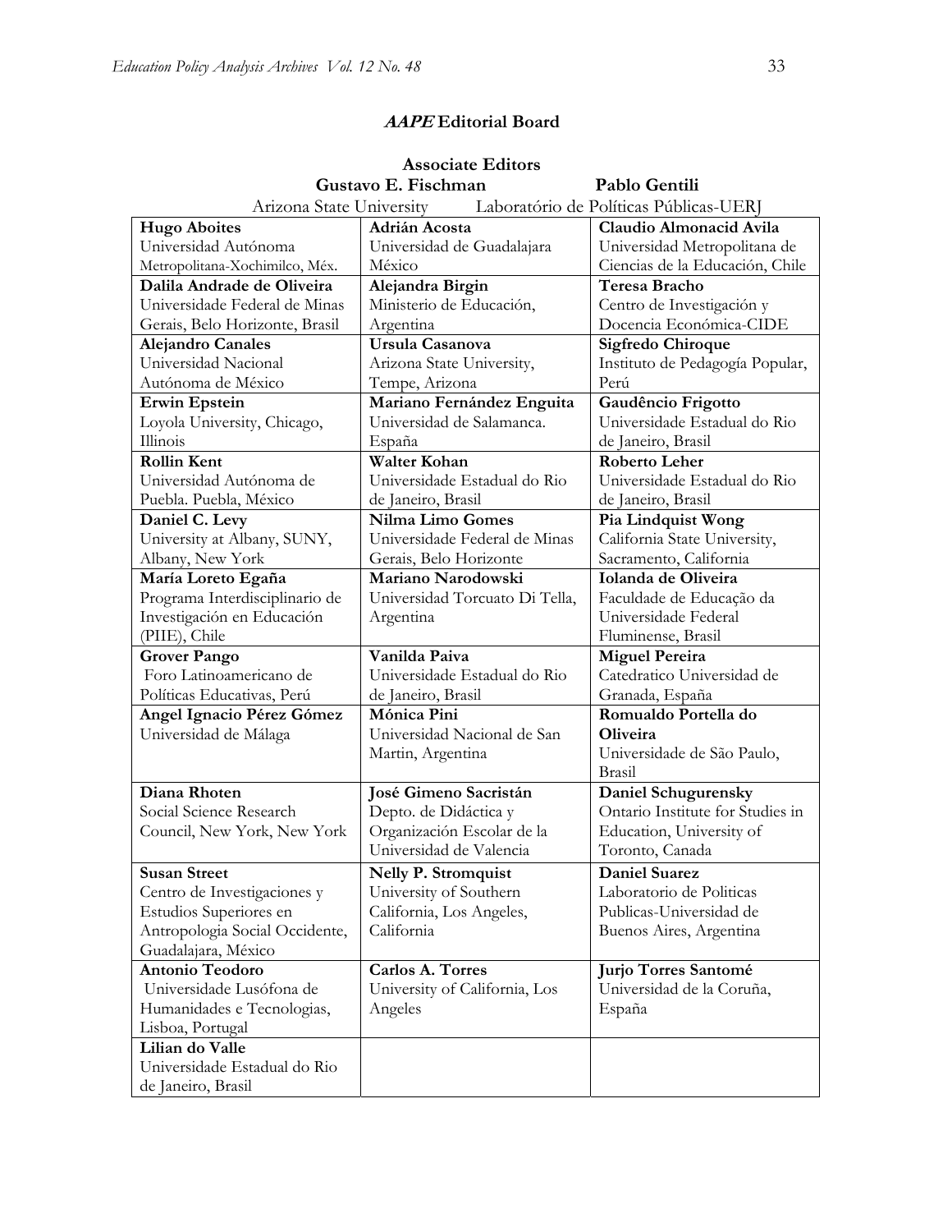## *AAPE* Editorial Board

### Associate Editors

**Gustavo E. Fischman**
Arizona State University

**Pablo Gentili**
Laboratório de Políticas Públicas-UERJ

| | | |
|---|---|---|
| **Hugo Aboites**<br>Universidad Autónoma Metropolitana-Xochimilco, Méx. | **Adrián Acosta**<br>Universidad de Guadalajara México | **Claudio Almonacid Avila**<br>Universidad Metropolitana de Ciencias de la Educación, Chile |
| **Dalila Andrade de Oliveira**<br>Universidade Federal de Minas Gerais, Belo Horizonte, Brasil | **Alejandra Birgin**<br>Ministerio de Educación, Argentina | **Teresa Bracho**<br>Centro de Investigación y Docencia Económica-CIDE |
| **Alejandro Canales**<br>Universidad Nacional Autónoma de México | **Ursula Casanova**<br>Arizona State University, Tempe, Arizona | **Sigfredo Chiroque**<br>Instituto de Pedagogía Popular, Perú |
| **Erwin Epstein**<br>Loyola University, Chicago, Illinois | **Mariano Fernández Enguita**<br>Universidad de Salamanca. España | **Gaudêncio Frigotto**<br>Universidade Estadual do Rio de Janeiro, Brasil |
| **Rollin Kent**<br>Universidad Autónoma de Puebla. Puebla, México | **Walter Kohan**<br>Universidade Estadual do Rio de Janeiro, Brasil | **Roberto Leher**<br>Universidade Estadual do Rio de Janeiro, Brasil |
| **Daniel C. Levy**<br>University at Albany, SUNY, Albany, New York | **Nilma Limo Gomes**<br>Universidade Federal de Minas Gerais, Belo Horizonte | **Pia Lindquist Wong**<br>California State University, Sacramento, California |
| **María Loreto Egaña**<br>Programa Interdisciplinario de Investigación en Educación (PIIE), Chile | **Mariano Narodowski**<br>Universidad Torcuato Di Tella, Argentina | **Iolanda de Oliveira**<br>Faculdade de Educação da Universidade Federal Fluminense, Brasil |
| **Grover Pango**<br>Foro Latinoamericano de Políticas Educativas, Perú | **Vanilda Paiva**<br>Universidade Estadual do Rio de Janeiro, Brasil | **Miguel Pereira**<br>Catedratico Universidad de Granada, España |
| **Angel Ignacio Pérez Gómez**<br>Universidad de Málaga | **Mónica Pini**<br>Universidad Nacional de San Martin, Argentina | **Romualdo Portella do Oliveira**<br>Universidade de São Paulo, Brasil |
| **Diana Rhoten**<br>Social Science Research Council, New York, New York | **José Gimeno Sacristán**<br>Depto. de Didáctica y Organización Escolar de la Universidad de Valencia | **Daniel Schugurensky**<br>Ontario Institute for Studies in Education, University of Toronto, Canada |
| **Susan Street**<br>Centro de Investigaciones y Estudios Superiores en Antropologia Social Occidente, Guadalajara, México | **Nelly P. Stromquist**<br>University of Southern California, Los Angeles, California | **Daniel Suarez**<br>Laboratorio de Politicas Publicas-Universidad de Buenos Aires, Argentina |
| **Antonio Teodoro**<br>Universidade Lusófona de Humanidades e Tecnologias, Lisboa, Portugal | **Carlos A. Torres**<br>University of California, Los Angeles | **Jurjo Torres Santomé**<br>Universidad de la Coruña, España |
| **Lilian do Valle**<br>Universidade Estadual do Rio de Janeiro, Brasil | | |